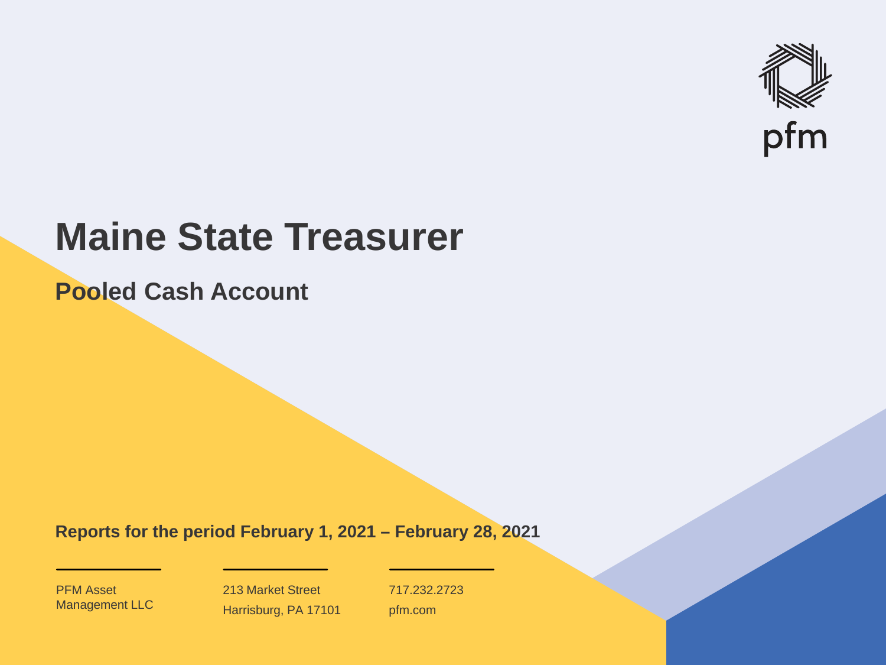pfm

# Maine State Treasurer

## Pooled Cash Account

**Reports for the period February 1, 2021 – February 28, 2021**

PFM Asset Management LLC

213 Market Street
Harrisburg, PA 17101

717.232.2723
pfm.com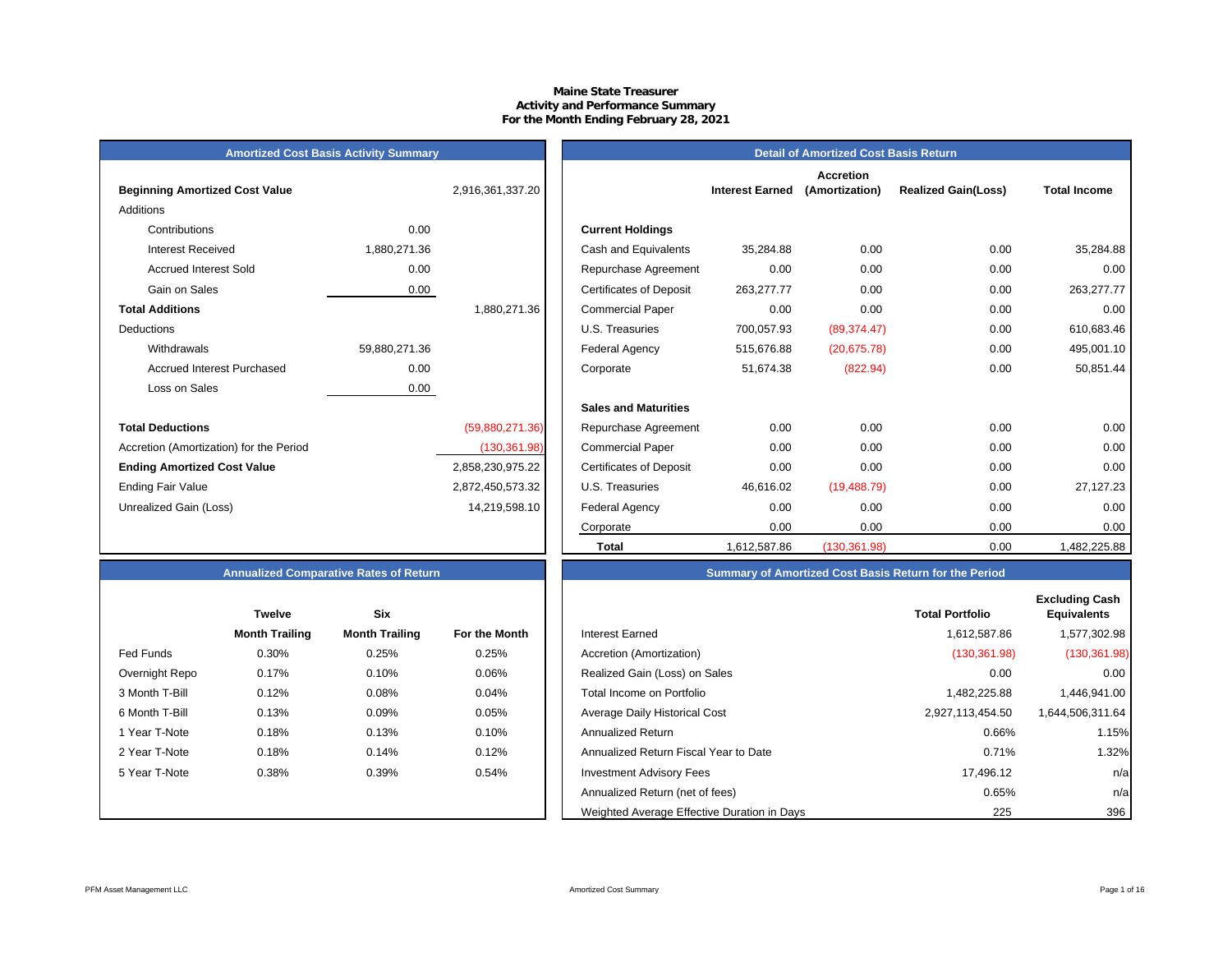**Maine State Treasurer**
**Activity and Performance Summary**
**For the Month Ending February 28, 2021**

## Amortized Cost Basis Activity Summary

| | | |
|---|---|---|
| **Beginning Amortized Cost Value** | | 2,916,361,337.20 |
| Additions | | |
| Contributions | 0.00 | |
| Interest Received | 1,880,271.36 | |
| Accrued Interest Sold | 0.00 | |
| Gain on Sales | 0.00 | |
| **Total Additions** | | 1,880,271.36 |
| Deductions | | |
| Withdrawals | 59,880,271.36 | |
| Accrued Interest Purchased | 0.00 | |
| Loss on Sales | 0.00 | |
| **Total Deductions** | | (59,880,271.36) |
| Accretion (Amortization) for the Period | | (130,361.98) |
| **Ending Amortized Cost Value** | | 2,858,230,975.22 |
| Ending Fair Value | | 2,872,450,573.32 |
| Unrealized Gain (Loss) | | 14,219,598.10 |

## Detail of Amortized Cost Basis Return

| | Interest Earned | Accretion (Amortization) | Realized Gain(Loss) | Total Income |
|---|---|---|---|---|
| **Current Holdings** | | | | |
| Cash and Equivalents | 35,284.88 | 0.00 | 0.00 | 35,284.88 |
| Repurchase Agreement | 0.00 | 0.00 | 0.00 | 0.00 |
| Certificates of Deposit | 263,277.77 | 0.00 | 0.00 | 263,277.77 |
| Commercial Paper | 0.00 | 0.00 | 0.00 | 0.00 |
| U.S. Treasuries | 700,057.93 | (89,374.47) | 0.00 | 610,683.46 |
| Federal Agency | 515,676.88 | (20,675.78) | 0.00 | 495,001.10 |
| Corporate | 51,674.38 | (822.94) | 0.00 | 50,851.44 |
| **Sales and Maturities** | | | | |
| Repurchase Agreement | 0.00 | 0.00 | 0.00 | 0.00 |
| Commercial Paper | 0.00 | 0.00 | 0.00 | 0.00 |
| Certificates of Deposit | 0.00 | 0.00 | 0.00 | 0.00 |
| U.S. Treasuries | 46,616.02 | (19,488.79) | 0.00 | 27,127.23 |
| Federal Agency | 0.00 | 0.00 | 0.00 | 0.00 |
| Corporate | 0.00 | 0.00 | 0.00 | 0.00 |
| **Total** | 1,612,587.86 | (130,361.98) | 0.00 | 1,482,225.88 |

## Annualized Comparative Rates of Return

| | Twelve Month Trailing | Six Month Trailing | For the Month |
|---|---|---|---|
| Fed Funds | 0.30% | 0.25% | 0.25% |
| Overnight Repo | 0.17% | 0.10% | 0.06% |
| 3 Month T-Bill | 0.12% | 0.08% | 0.04% |
| 6 Month T-Bill | 0.13% | 0.09% | 0.05% |
| 1 Year T-Note | 0.18% | 0.13% | 0.10% |
| 2 Year T-Note | 0.18% | 0.14% | 0.12% |
| 5 Year T-Note | 0.38% | 0.39% | 0.54% |

## Summary of Amortized Cost Basis Return for the Period

| | Total Portfolio | Excluding Cash Equivalents |
|---|---|---|
| Interest Earned | 1,612,587.86 | 1,577,302.98 |
| Accretion (Amortization) | (130,361.98) | (130,361.98) |
| Realized Gain (Loss) on Sales | 0.00 | 0.00 |
| Total Income on Portfolio | 1,482,225.88 | 1,446,941.00 |
| Average Daily Historical Cost | 2,927,113,454.50 | 1,644,506,311.64 |
| Annualized Return | 0.66% | 1.15% |
| Annualized Return Fiscal Year to Date | 0.71% | 1.32% |
| Investment Advisory Fees | 17,496.12 | n/a |
| Annualized Return (net of fees) | 0.65% | n/a |
| Weighted Average Effective Duration in Days | 225 | 396 |

PFM Asset Management LLC — Amortized Cost Summary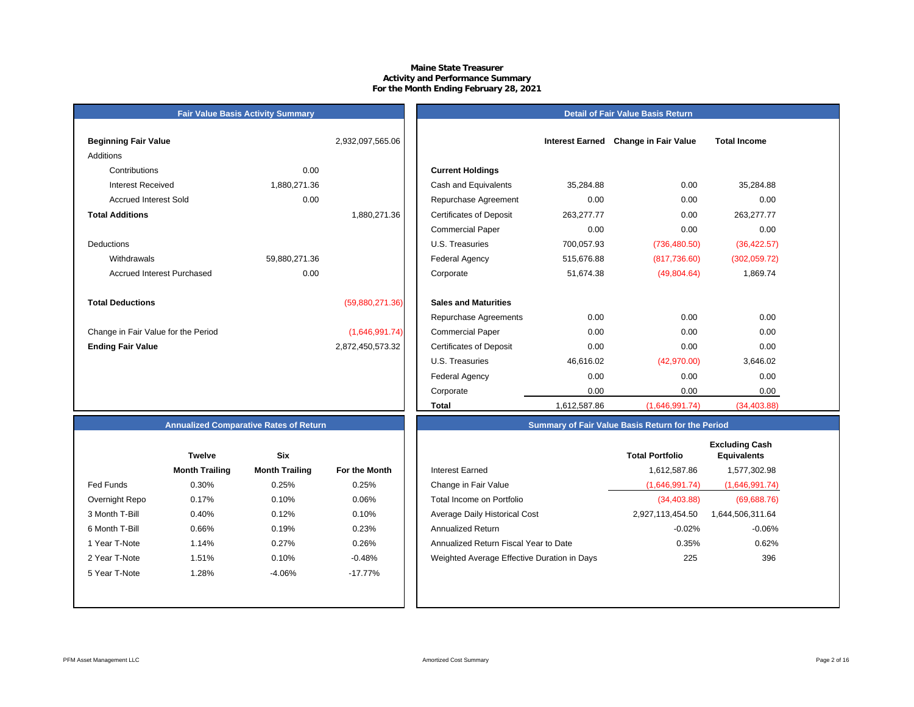**Maine State Treasurer**
**Activity and Performance Summary**
**For the Month Ending February 28, 2021**

## Fair Value Basis Activity Summary

| | | |
|---|---|---|
| **Beginning Fair Value** | | 2,932,097,565.06 |
| Additions | | |
| Contributions | 0.00 | |
| Interest Received | 1,880,271.36 | |
| Accrued Interest Sold | 0.00 | |
| **Total Additions** | | 1,880,271.36 |
| Deductions | | |
| Withdrawals | 59,880,271.36 | |
| Accrued Interest Purchased | 0.00 | |
| **Total Deductions** | | (59,880,271.36) |
| Change in Fair Value for the Period | | (1,646,991.74) |
| **Ending Fair Value** | | 2,872,450,573.32 |

## Detail of Fair Value Basis Return

| | Interest Earned | Change in Fair Value | Total Income |
|---|---|---|---|
| **Current Holdings** | | | |
| Cash and Equivalents | 35,284.88 | 0.00 | 35,284.88 |
| Repurchase Agreement | 0.00 | 0.00 | 0.00 |
| Certificates of Deposit | 263,277.77 | 0.00 | 263,277.77 |
| Commercial Paper | 0.00 | 0.00 | 0.00 |
| U.S. Treasuries | 700,057.93 | (736,480.50) | (36,422.57) |
| Federal Agency | 515,676.88 | (817,736.60) | (302,059.72) |
| Corporate | 51,674.38 | (49,804.64) | 1,869.74 |
| **Sales and Maturities** | | | |
| Repurchase Agreements | 0.00 | 0.00 | 0.00 |
| Commercial Paper | 0.00 | 0.00 | 0.00 |
| Certificates of Deposit | 0.00 | 0.00 | 0.00 |
| U.S. Treasuries | 46,616.02 | (42,970.00) | 3,646.02 |
| Federal Agency | 0.00 | 0.00 | 0.00 |
| Corporate | 0.00 | 0.00 | 0.00 |
| **Total** | 1,612,587.86 | (1,646,991.74) | (34,403.88) |

## Annualized Comparative Rates of Return

| | Twelve Month Trailing | Six Month Trailing | For the Month |
|---|---|---|---|
| Fed Funds | 0.30% | 0.25% | 0.25% |
| Overnight Repo | 0.17% | 0.10% | 0.06% |
| 3 Month T-Bill | 0.40% | 0.12% | 0.10% |
| 6 Month T-Bill | 0.66% | 0.19% | 0.23% |
| 1 Year T-Note | 1.14% | 0.27% | 0.26% |
| 2 Year T-Note | 1.51% | 0.10% | -0.48% |
| 5 Year T-Note | 1.28% | -4.06% | -17.77% |

## Summary of Fair Value Basis Return for the Period

| | Total Portfolio | Excluding Cash Equivalents |
|---|---|---|
| Interest Earned | 1,612,587.86 | 1,577,302.98 |
| Change in Fair Value | (1,646,991.74) | (1,646,991.74) |
| Total Income on Portfolio | (34,403.88) | (69,688.76) |
| Average Daily Historical Cost | 2,927,113,454.50 | 1,644,506,311.64 |
| Annualized Return | -0.02% | -0.06% |
| Annualized Return Fiscal Year to Date | 0.35% | 0.62% |
| Weighted Average Effective Duration in Days | 225 | 396 |

PFM Asset Management LLC

Amortized Cost Summary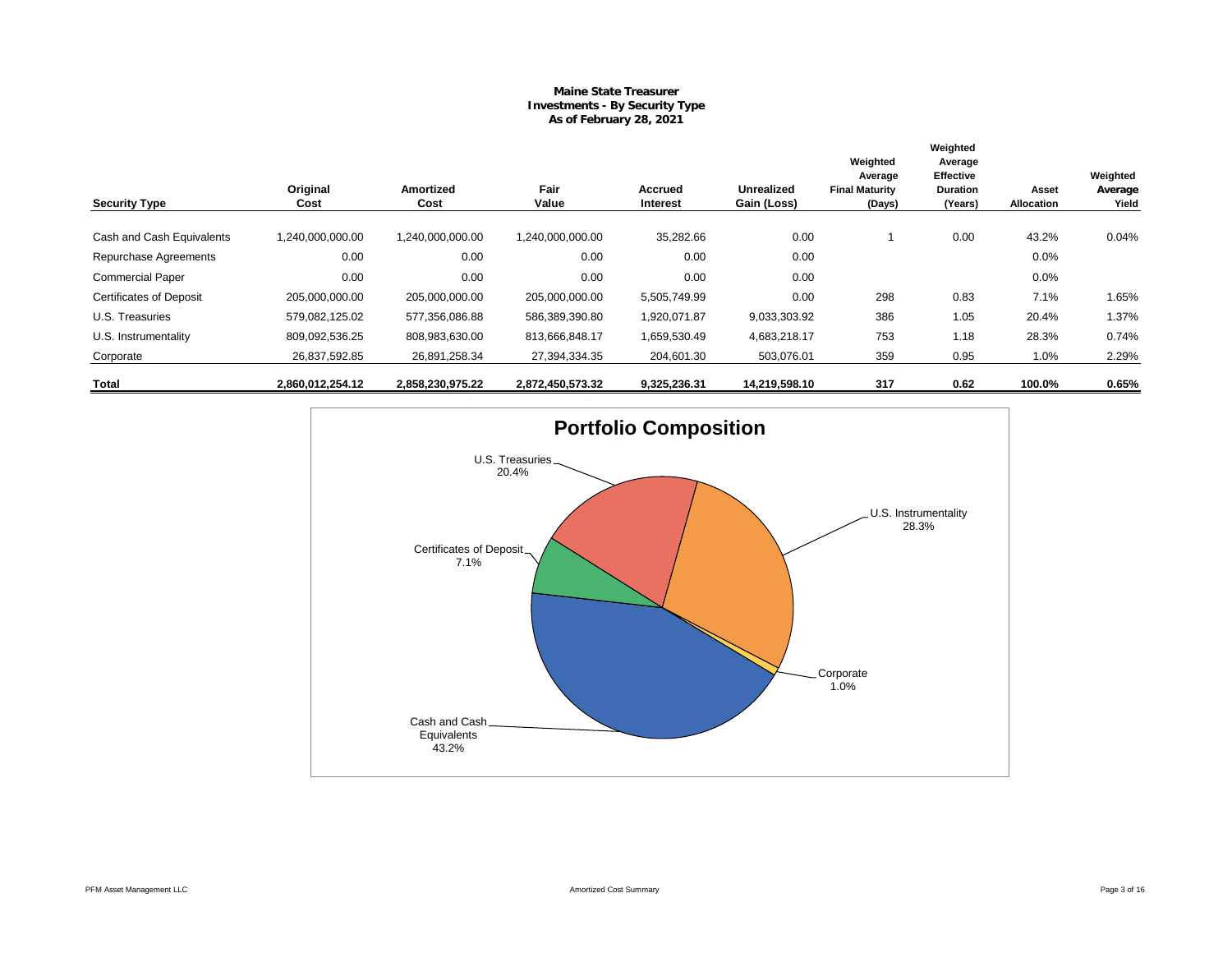**Maine State Treasurer**
**Investments - By Security Type**
**As of February 28, 2021**

| Security Type | Original Cost | Amortized Cost | Fair Value | Accrued Interest | Unrealized Gain (Loss) | Weighted Average Final Maturity (Days) | Weighted Average Effective Duration (Years) | Asset Allocation | Weighted Average Yield |
|---|---|---|---|---|---|---|---|---|---|
| Cash and Cash Equivalents | 1,240,000,000.00 | 1,240,000,000.00 | 1,240,000,000.00 | 35,282.66 | 0.00 | 1 | 0.00 | 43.2% | 0.04% |
| Repurchase Agreements | 0.00 | 0.00 | 0.00 | 0.00 | 0.00 | | | 0.0% | |
| Commercial Paper | 0.00 | 0.00 | 0.00 | 0.00 | 0.00 | | | 0.0% | |
| Certificates of Deposit | 205,000,000.00 | 205,000,000.00 | 205,000,000.00 | 5,505,749.99 | 0.00 | 298 | 0.83 | 7.1% | 1.65% |
| U.S. Treasuries | 579,082,125.02 | 577,356,086.88 | 586,389,390.80 | 1,920,071.87 | 9,033,303.92 | 386 | 1.05 | 20.4% | 1.37% |
| U.S. Instrumentality | 809,092,536.25 | 808,983,630.00 | 813,666,848.17 | 1,659,530.49 | 4,683,218.17 | 753 | 1.18 | 28.3% | 0.74% |
| Corporate | 26,837,592.85 | 26,891,258.34 | 27,394,334.35 | 204,601.30 | 503,076.01 | 359 | 0.95 | 1.0% | 2.29% |
| **Total** | **2,860,012,254.12** | **2,858,230,975.22** | **2,872,450,573.32** | **9,325,236.31** | **14,219,598.10** | **317** | **0.62** | **100.0%** | **0.65%** |

**Portfolio Composition**

U.S. Treasuries
20.4%

U.S. Instrumentality
28.3%

Certificates of Deposit
7.1%

Corporate
1.0%

Cash and Cash Equivalents
43.2%

PFM Asset Management LLC

Amortized Cost Summary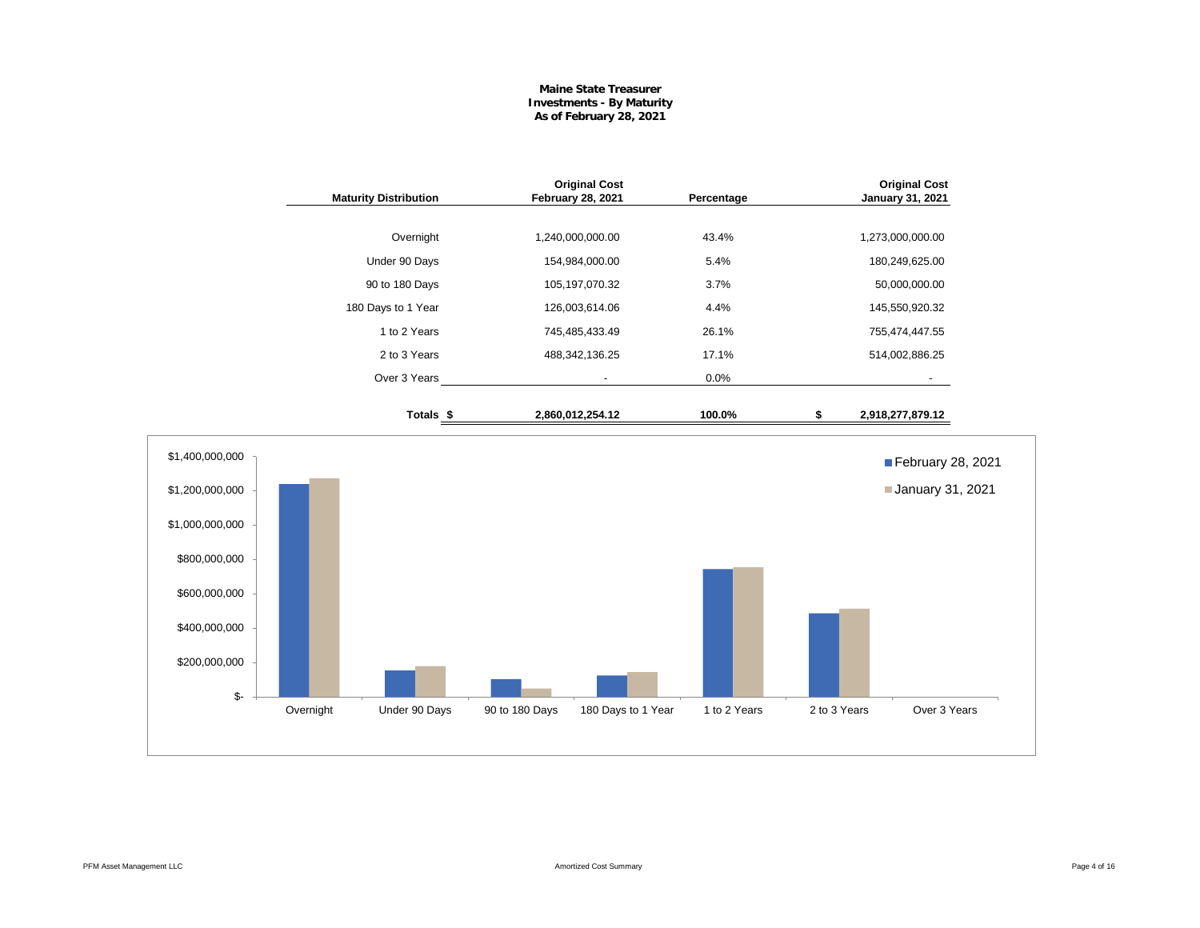**Maine State Treasurer**
**Investments - By Maturity**
**As of February 28, 2021**

| Maturity Distribution | Original Cost February 28, 2021 | Percentage | Original Cost January 31, 2021 |
|---|---|---|---|
| Overnight | 1,240,000,000.00 | 43.4% | 1,273,000,000.00 |
| Under 90 Days | 154,984,000.00 | 5.4% | 180,249,625.00 |
| 90 to 180 Days | 105,197,070.32 | 3.7% | 50,000,000.00 |
| 180 Days to 1 Year | 126,003,614.06 | 4.4% | 145,550,920.32 |
| 1 to 2 Years | 745,485,433.49 | 26.1% | 755,474,447.55 |
| 2 to 3 Years | 488,342,136.25 | 17.1% | 514,002,886.25 |
| Over 3 Years | - | 0.0% | - |
| **Totals $** | **2,860,012,254.12** | **100.0%** | **$ 2,918,277,879.12** |

$1,400,000,000
$1,200,000,000
$1,000,000,000
$800,000,000
$600,000,000
$400,000,000
$200,000,000
$-

Overnight
Under 90 Days
90 to 180 Days
180 Days to 1 Year
1 to 2 Years
2 to 3 Years
Over 3 Years

February 28, 2021
January 31, 2021

PFM Asset Management LLC

Amortized Cost Summary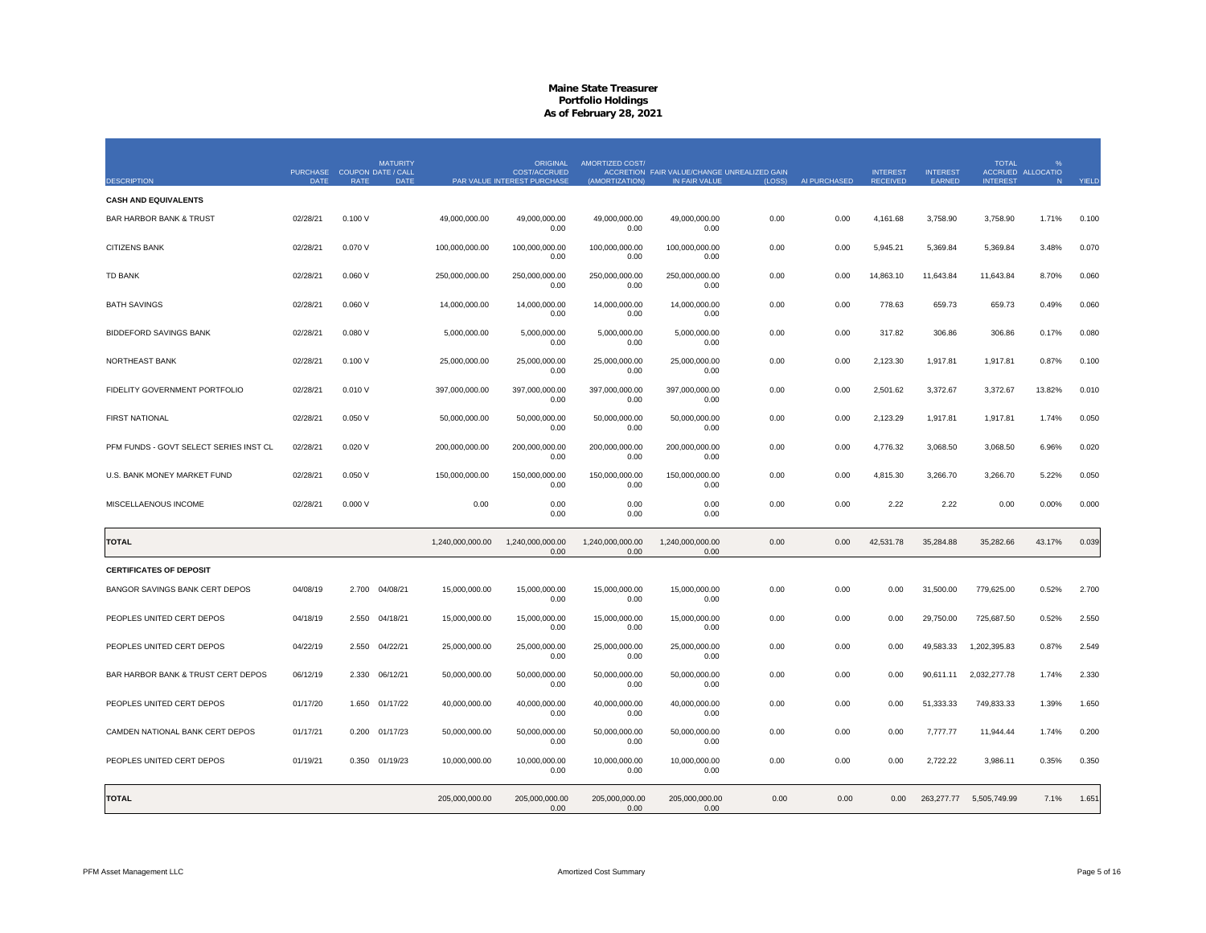# Maine State Treasurer
## Portfolio Holdings
### As of February 28, 2021

| DESCRIPTION | PURCHASE DATE | COUPON RATE | MATURITY DATE / CALL DATE | PAR VALUE | ORIGINAL COST/ACCRUED INTEREST PURCHASE | AMORTIZED COST/ ACCRETION (AMORTIZATION) | FAIR VALUE/CHANGE IN FAIR VALUE | UNREALIZED GAIN (LOSS) | AI PURCHASED | INTEREST RECEIVED | INTEREST EARNED | TOTAL ACCRUED INTEREST | % ALLOCATION | YIELD |
|---|---|---|---|---|---|---|---|---|---|---|---|---|---|---|
| **CASH AND EQUIVALENTS** | | | | | | | | | | | | | | |
| BAR HARBOR BANK & TRUST | 02/28/21 | 0.100 V | | 49,000,000.00 | 49,000,000.00<br>0.00 | 49,000,000.00<br>0.00 | 49,000,000.00<br>0.00 | 0.00 | 0.00 | 4,161.68 | 3,758.90 | 3,758.90 | 1.71% | 0.100 |
| CITIZENS BANK | 02/28/21 | 0.070 V | | 100,000,000.00 | 100,000,000.00<br>0.00 | 100,000,000.00<br>0.00 | 100,000,000.00<br>0.00 | 0.00 | 0.00 | 5,945.21 | 5,369.84 | 5,369.84 | 3.48% | 0.070 |
| TD BANK | 02/28/21 | 0.060 V | | 250,000,000.00 | 250,000,000.00<br>0.00 | 250,000,000.00<br>0.00 | 250,000,000.00<br>0.00 | 0.00 | 0.00 | 14,863.10 | 11,643.84 | 11,643.84 | 8.70% | 0.060 |
| BATH SAVINGS | 02/28/21 | 0.060 V | | 14,000,000.00 | 14,000,000.00<br>0.00 | 14,000,000.00<br>0.00 | 14,000,000.00<br>0.00 | 0.00 | 0.00 | 778.63 | 659.73 | 659.73 | 0.49% | 0.060 |
| BIDDEFORD SAVINGS BANK | 02/28/21 | 0.080 V | | 5,000,000.00 | 5,000,000.00<br>0.00 | 5,000,000.00<br>0.00 | 5,000,000.00<br>0.00 | 0.00 | 0.00 | 317.82 | 306.86 | 306.86 | 0.17% | 0.080 |
| NORTHEAST BANK | 02/28/21 | 0.100 V | | 25,000,000.00 | 25,000,000.00<br>0.00 | 25,000,000.00<br>0.00 | 25,000,000.00<br>0.00 | 0.00 | 0.00 | 2,123.30 | 1,917.81 | 1,917.81 | 0.87% | 0.100 |
| FIDELITY GOVERNMENT PORTFOLIO | 02/28/21 | 0.010 V | | 397,000,000.00 | 397,000,000.00<br>0.00 | 397,000,000.00<br>0.00 | 397,000,000.00<br>0.00 | 0.00 | 0.00 | 2,501.62 | 3,372.67 | 3,372.67 | 13.82% | 0.010 |
| FIRST NATIONAL | 02/28/21 | 0.050 V | | 50,000,000.00 | 50,000,000.00<br>0.00 | 50,000,000.00<br>0.00 | 50,000,000.00<br>0.00 | 0.00 | 0.00 | 2,123.29 | 1,917.81 | 1,917.81 | 1.74% | 0.050 |
| PFM FUNDS - GOVT SELECT SERIES INST CL | 02/28/21 | 0.020 V | | 200,000,000.00 | 200,000,000.00<br>0.00 | 200,000,000.00<br>0.00 | 200,000,000.00<br>0.00 | 0.00 | 0.00 | 4,776.32 | 3,068.50 | 3,068.50 | 6.96% | 0.020 |
| U.S. BANK MONEY MARKET FUND | 02/28/21 | 0.050 V | | 150,000,000.00 | 150,000,000.00<br>0.00 | 150,000,000.00<br>0.00 | 150,000,000.00<br>0.00 | 0.00 | 0.00 | 4,815.30 | 3,266.70 | 3,266.70 | 5.22% | 0.050 |
| MISCELLAENOUS INCOME | 02/28/21 | 0.000 V | | 0.00 | 0.00<br>0.00 | 0.00<br>0.00 | 0.00<br>0.00 | 0.00 | 0.00 | 2.22 | 2.22 | 0.00 | 0.00% | 0.000 |
| **TOTAL** | | | | 1,240,000,000.00 | 1,240,000,000.00<br>0.00 | 1,240,000,000.00<br>0.00 | 1,240,000,000.00<br>0.00 | 0.00 | 0.00 | 42,531.78 | 35,284.88 | 35,282.66 | 43.17% | 0.039 |
| **CERTIFICATES OF DEPOSIT** | | | | | | | | | | | | | | |
| BANGOR SAVINGS BANK CERT DEPOS | 04/08/19 | 2.700 | 04/08/21 | 15,000,000.00 | 15,000,000.00<br>0.00 | 15,000,000.00<br>0.00 | 15,000,000.00<br>0.00 | 0.00 | 0.00 | 0.00 | 31,500.00 | 779,625.00 | 0.52% | 2.700 |
| PEOPLES UNITED CERT DEPOS | 04/18/19 | 2.550 | 04/18/21 | 15,000,000.00 | 15,000,000.00<br>0.00 | 15,000,000.00<br>0.00 | 15,000,000.00<br>0.00 | 0.00 | 0.00 | 0.00 | 29,750.00 | 725,687.50 | 0.52% | 2.550 |
| PEOPLES UNITED CERT DEPOS | 04/22/19 | 2.550 | 04/22/21 | 25,000,000.00 | 25,000,000.00<br>0.00 | 25,000,000.00<br>0.00 | 25,000,000.00<br>0.00 | 0.00 | 0.00 | 0.00 | 49,583.33 | 1,202,395.83 | 0.87% | 2.549 |
| BAR HARBOR BANK & TRUST CERT DEPOS | 06/12/19 | 2.330 | 06/12/21 | 50,000,000.00 | 50,000,000.00<br>0.00 | 50,000,000.00<br>0.00 | 50,000,000.00<br>0.00 | 0.00 | 0.00 | 0.00 | 90,611.11 | 2,032,277.78 | 1.74% | 2.330 |
| PEOPLES UNITED CERT DEPOS | 01/17/20 | 1.650 | 01/17/22 | 40,000,000.00 | 40,000,000.00<br>0.00 | 40,000,000.00<br>0.00 | 40,000,000.00<br>0.00 | 0.00 | 0.00 | 0.00 | 51,333.33 | 749,833.33 | 1.39% | 1.650 |
| CAMDEN NATIONAL BANK CERT DEPOS | 01/17/21 | 0.200 | 01/17/23 | 50,000,000.00 | 50,000,000.00<br>0.00 | 50,000,000.00<br>0.00 | 50,000,000.00<br>0.00 | 0.00 | 0.00 | 0.00 | 7,777.77 | 11,944.44 | 1.74% | 0.200 |
| PEOPLES UNITED CERT DEPOS | 01/19/21 | 0.350 | 01/19/23 | 10,000,000.00 | 10,000,000.00<br>0.00 | 10,000,000.00<br>0.00 | 10,000,000.00<br>0.00 | 0.00 | 0.00 | 0.00 | 2,722.22 | 3,986.11 | 0.35% | 0.350 |
| **TOTAL** | | | | 205,000,000.00 | 205,000,000.00<br>0.00 | 205,000,000.00<br>0.00 | 205,000,000.00<br>0.00 | 0.00 | 0.00 | 0.00 | 263,277.77 | 5,505,749.99 | 7.1% | 1.651 |

PFM Asset Management LLC — Amortized Cost Summary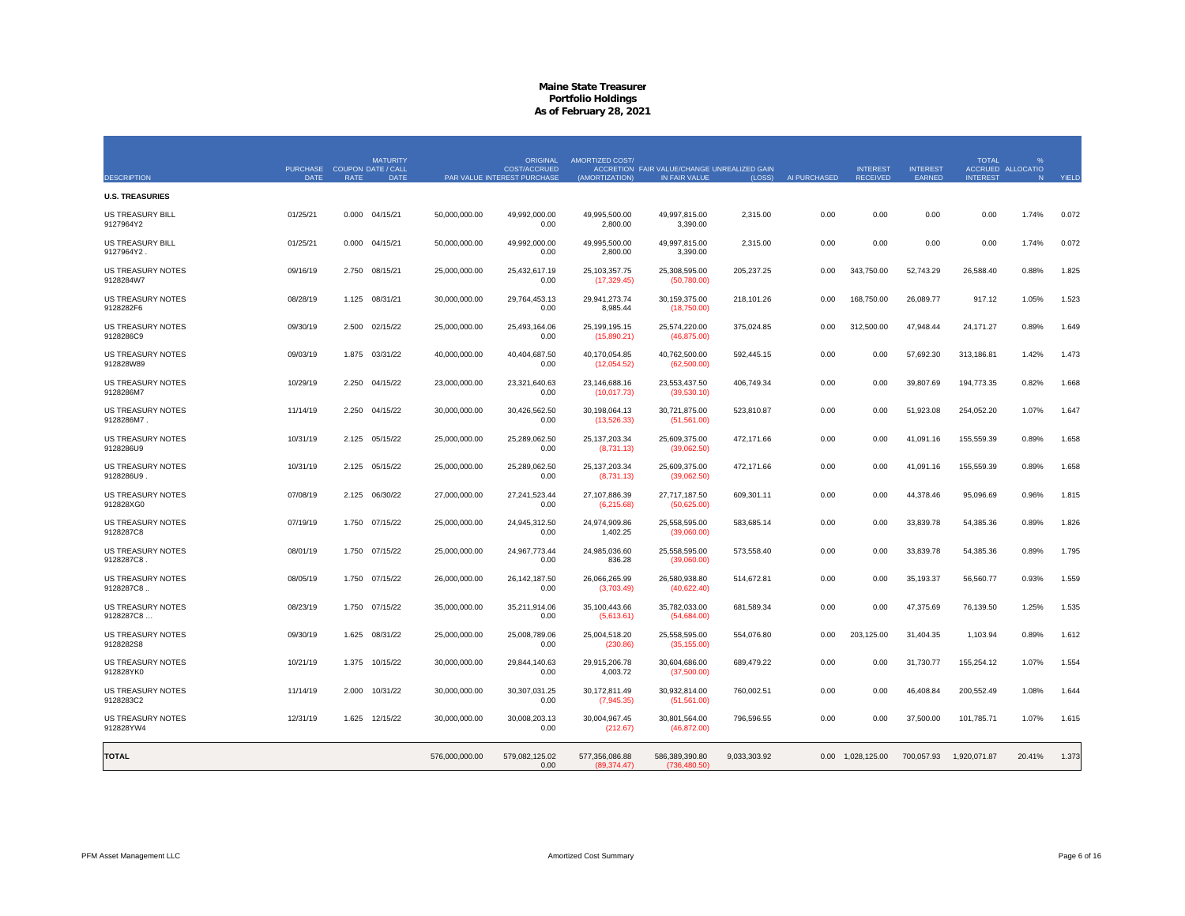# Maine State Treasurer
## Portfolio Holdings
### As of February 28, 2021

| DESCRIPTION | PURCHASE DATE | COUPON RATE | MATURITY DATE / CALL DATE | PAR VALUE | ORIGINAL COST/ACCRUED INTEREST PURCHASE | AMORTIZED COST/ ACCRETION (AMORTIZATION) | FAIR VALUE/CHANGE IN FAIR VALUE | UNREALIZED GAIN (LOSS) | AI PURCHASED | INTEREST RECEIVED | INTEREST EARNED | TOTAL ACCRUED INTEREST | % ALLOCATION | YIELD |
|---|---|---|---|---|---|---|---|---|---|---|---|---|---|---|
| **U.S. TREASURIES** | | | | | | | | | | | | | | |
| US TREASURY BILL 9127964Y2 | 01/25/21 | 0.000 | 04/15/21 | 50,000,000.00 | 49,992,000.00<br>0.00 | 49,995,500.00<br>2,800.00 | 49,997,815.00<br>3,390.00 | 2,315.00 | 0.00 | 0.00 | 0.00 | 0.00 | 1.74% | 0.072 |
| US TREASURY BILL 9127964Y2 . | 01/25/21 | 0.000 | 04/15/21 | 50,000,000.00 | 49,992,000.00<br>0.00 | 49,995,500.00<br>2,800.00 | 49,997,815.00<br>3,390.00 | 2,315.00 | 0.00 | 0.00 | 0.00 | 0.00 | 1.74% | 0.072 |
| US TREASURY NOTES 9128284W7 | 09/16/19 | 2.750 | 08/15/21 | 25,000,000.00 | 25,432,617.19<br>0.00 | 25,103,357.75<br>(17,329.45) | 25,308,595.00<br>(50,780.00) | 205,237.25 | 0.00 | 343,750.00 | 52,743.29 | 26,588.40 | 0.88% | 1.825 |
| US TREASURY NOTES 9128282F6 | 08/28/19 | 1.125 | 08/31/21 | 30,000,000.00 | 29,764,453.13<br>0.00 | 29,941,273.74<br>8,985.44 | 30,159,375.00<br>(18,750.00) | 218,101.26 | 0.00 | 168,750.00 | 26,089.77 | 917.12 | 1.05% | 1.523 |
| US TREASURY NOTES 9128286C9 | 09/30/19 | 2.500 | 02/15/22 | 25,000,000.00 | 25,493,164.06<br>0.00 | 25,199,195.15<br>(15,890.21) | 25,574,220.00<br>(46,875.00) | 375,024.85 | 0.00 | 312,500.00 | 47,948.44 | 24,171.27 | 0.89% | 1.649 |
| US TREASURY NOTES 912828W89 | 09/03/19 | 1.875 | 03/31/22 | 40,000,000.00 | 40,404,687.50<br>0.00 | 40,170,054.85<br>(12,054.52) | 40,762,500.00<br>(62,500.00) | 592,445.15 | 0.00 | 0.00 | 57,692.30 | 313,186.81 | 1.42% | 1.473 |
| US TREASURY NOTES 9128286M7 | 10/29/19 | 2.250 | 04/15/22 | 23,000,000.00 | 23,321,640.63<br>0.00 | 23,146,688.16<br>(10,017.73) | 23,553,437.50<br>(39,530.10) | 406,749.34 | 0.00 | 0.00 | 39,807.69 | 194,773.35 | 0.82% | 1.668 |
| US TREASURY NOTES 9128286M7 . | 11/14/19 | 2.250 | 04/15/22 | 30,000,000.00 | 30,426,562.50<br>0.00 | 30,198,064.13<br>(13,526.33) | 30,721,875.00<br>(51,561.00) | 523,810.87 | 0.00 | 0.00 | 51,923.08 | 254,052.20 | 1.07% | 1.647 |
| US TREASURY NOTES 9128286U9 | 10/31/19 | 2.125 | 05/15/22 | 25,000,000.00 | 25,289,062.50<br>0.00 | 25,137,203.34<br>(8,731.13) | 25,609,375.00<br>(39,062.50) | 472,171.66 | 0.00 | 0.00 | 41,091.16 | 155,559.39 | 0.89% | 1.658 |
| US TREASURY NOTES 9128286U9 . | 10/31/19 | 2.125 | 05/15/22 | 25,000,000.00 | 25,289,062.50<br>0.00 | 25,137,203.34<br>(8,731.13) | 25,609,375.00<br>(39,062.50) | 472,171.66 | 0.00 | 0.00 | 41,091.16 | 155,559.39 | 0.89% | 1.658 |
| US TREASURY NOTES 912828XG0 | 07/08/19 | 2.125 | 06/30/22 | 27,000,000.00 | 27,241,523.44<br>0.00 | 27,107,886.39<br>(6,215.68) | 27,717,187.50<br>(50,625.00) | 609,301.11 | 0.00 | 0.00 | 44,378.46 | 95,096.69 | 0.96% | 1.815 |
| US TREASURY NOTES 9128287C8 | 07/19/19 | 1.750 | 07/15/22 | 25,000,000.00 | 24,945,312.50<br>0.00 | 24,974,909.86<br>1,402.25 | 25,558,595.00<br>(39,060.00) | 583,685.14 | 0.00 | 0.00 | 33,839.78 | 54,385.36 | 0.89% | 1.826 |
| US TREASURY NOTES 9128287C8 . | 08/01/19 | 1.750 | 07/15/22 | 25,000,000.00 | 24,967,773.44<br>0.00 | 24,985,036.60<br>836.28 | 25,558,595.00<br>(39,060.00) | 573,558.40 | 0.00 | 0.00 | 33,839.78 | 54,385.36 | 0.89% | 1.795 |
| US TREASURY NOTES 9128287C8 .. | 08/05/19 | 1.750 | 07/15/22 | 26,000,000.00 | 26,142,187.50<br>0.00 | 26,066,265.99<br>(3,703.49) | 26,580,938.80<br>(40,622.40) | 514,672.81 | 0.00 | 0.00 | 35,193.37 | 56,560.77 | 0.93% | 1.559 |
| US TREASURY NOTES 9128287C8 ... | 08/23/19 | 1.750 | 07/15/22 | 35,000,000.00 | 35,211,914.06<br>0.00 | 35,100,443.66<br>(5,613.61) | 35,782,033.00<br>(54,684.00) | 681,589.34 | 0.00 | 0.00 | 47,375.69 | 76,139.50 | 1.25% | 1.535 |
| US TREASURY NOTES 9128282S8 | 09/30/19 | 1.625 | 08/31/22 | 25,000,000.00 | 25,008,789.06<br>0.00 | 25,004,518.20<br>(230.86) | 25,558,595.00<br>(35,155.00) | 554,076.80 | 0.00 | 203,125.00 | 31,404.35 | 1,103.94 | 0.89% | 1.612 |
| US TREASURY NOTES 912828YK0 | 10/21/19 | 1.375 | 10/15/22 | 30,000,000.00 | 29,844,140.63<br>0.00 | 29,915,206.78<br>4,003.72 | 30,604,686.00<br>(37,500.00) | 689,479.22 | 0.00 | 0.00 | 31,730.77 | 155,254.12 | 1.07% | 1.554 |
| US TREASURY NOTES 9128283C2 | 11/14/19 | 2.000 | 10/31/22 | 30,000,000.00 | 30,307,031.25<br>0.00 | 30,172,811.49<br>(7,945.35) | 30,932,814.00<br>(51,561.00) | 760,002.51 | 0.00 | 0.00 | 46,408.84 | 200,552.49 | 1.08% | 1.644 |
| US TREASURY NOTES 912828YW4 | 12/31/19 | 1.625 | 12/15/22 | 30,000,000.00 | 30,008,203.13<br>0.00 | 30,004,967.45<br>(212.67) | 30,801,564.00<br>(46,872.00) | 796,596.55 | 0.00 | 0.00 | 37,500.00 | 101,785.71 | 1.07% | 1.615 |
| **TOTAL** | | | | 576,000,000.00 | 579,082,125.02<br>0.00 | 577,356,086.88<br>(89,374.47) | 586,389,390.80<br>(736,480.50) | 9,033,303.92 | 0.00 | 1,028,125.00 | 700,057.93 | 1,920,071.87 | 20.41% | 1.373 |

PFM Asset Management LLC — Amortized Cost Summary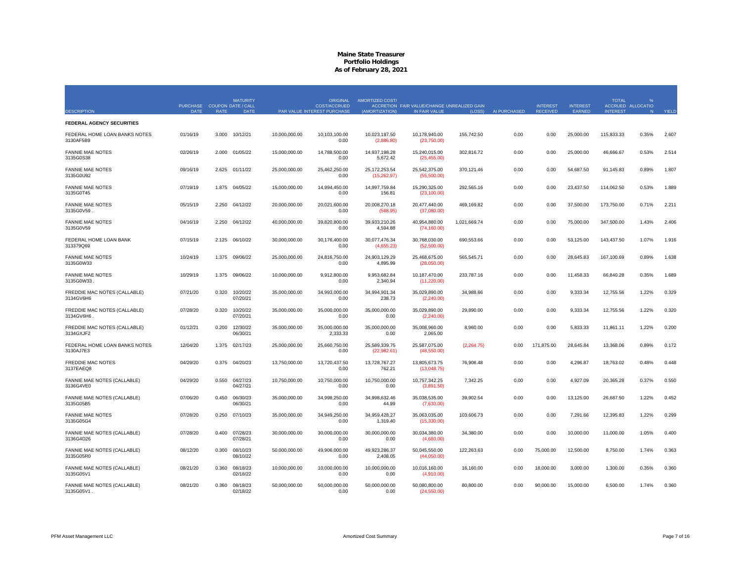**Maine State Treasurer**
**Portfolio Holdings**
**As of February 28, 2021**

| DESCRIPTION | PURCHASE DATE | COUPON RATE | MATURITY DATE / CALL DATE | PAR VALUE | ORIGINAL COST/ACCRUED INTEREST PURCHASE | AMORTIZED COST/ ACCRETION (AMORTIZATION) | FAIR VALUE/CHANGE IN FAIR VALUE | UNREALIZED GAIN (LOSS) | AI PURCHASED | INTEREST RECEIVED | INTEREST EARNED | TOTAL ACCRUED INTEREST | % ALLOCATION | YIELD |
|---|---|---|---|---|---|---|---|---|---|---|---|---|---|---|
| **FEDERAL AGENCY SECURITIES** | | | | | | | | | | | | | | |
| FEDERAL HOME LOAN BANKS NOTES 3130AF5B9 | 01/16/19 | 3.000 | 10/12/21 | 10,000,000.00 | 10,103,100.00 0.00 | 10,023,197.50 (2,886.80) | 10,178,940.00 (23,750.00) | 155,742.50 | 0.00 | 0.00 | 25,000.00 | 115,833.33 | 0.35% | 2.607 |
| FANNIE MAE NOTES 3135G0S38 | 02/26/19 | 2.000 | 01/05/22 | 15,000,000.00 | 14,788,500.00 0.00 | 14,937,198.28 5,672.42 | 15,240,015.00 (25,455.00) | 302,816.72 | 0.00 | 0.00 | 25,000.00 | 46,666.67 | 0.53% | 2.514 |
| FANNIE MAE NOTES 3135G0U92 | 09/16/19 | 2.625 | 01/11/22 | 25,000,000.00 | 25,462,250.00 0.00 | 25,172,253.54 (15,262.97) | 25,542,375.00 (55,500.00) | 370,121.46 | 0.00 | 0.00 | 54,687.50 | 91,145.83 | 0.89% | 1.807 |
| FANNIE MAE NOTES 3135G0T45 | 07/19/19 | 1.875 | 04/05/22 | 15,000,000.00 | 14,994,450.00 0.00 | 14,997,759.84 156.81 | 15,290,325.00 (23,100.00) | 292,565.16 | 0.00 | 0.00 | 23,437.50 | 114,062.50 | 0.53% | 1.889 |
| FANNIE MAE NOTES 3135G0V59 . | 05/15/19 | 2.250 | 04/12/22 | 20,000,000.00 | 20,021,600.00 0.00 | 20,008,270.18 (568.95) | 20,477,440.00 (37,080.00) | 469,169.82 | 0.00 | 0.00 | 37,500.00 | 173,750.00 | 0.71% | 2.211 |
| FANNIE MAE NOTES 3135G0V59 | 04/16/19 | 2.250 | 04/12/22 | 40,000,000.00 | 39,820,800.00 0.00 | 39,933,210.26 4,594.88 | 40,954,880.00 (74,160.00) | 1,021,669.74 | 0.00 | 0.00 | 75,000.00 | 347,500.00 | 1.43% | 2.406 |
| FEDERAL HOME LOAN BANK 313379Q69 | 07/15/19 | 2.125 | 06/10/22 | 30,000,000.00 | 30,176,400.00 0.00 | 30,077,476.34 (4,655.23) | 30,768,030.00 (52,500.00) | 690,553.66 | 0.00 | 0.00 | 53,125.00 | 143,437.50 | 1.07% | 1.916 |
| FANNIE MAE NOTES 3135G0W33 | 10/24/19 | 1.375 | 09/06/22 | 25,000,000.00 | 24,816,750.00 0.00 | 24,903,129.29 4,895.99 | 25,468,675.00 (28,050.00) | 565,545.71 | 0.00 | 0.00 | 28,645.83 | 167,100.69 | 0.89% | 1.638 |
| FANNIE MAE NOTES 3135G0W33 . | 10/29/19 | 1.375 | 09/06/22 | 10,000,000.00 | 9,912,800.00 0.00 | 9,953,682.84 2,340.94 | 10,187,470.00 (11,220.00) | 233,787.16 | 0.00 | 0.00 | 11,458.33 | 66,840.28 | 0.35% | 1.689 |
| FREDDIE MAC NOTES (CALLABLE) 3134GV6H6 | 07/21/20 | 0.320 | 10/20/22 07/20/21 | 35,000,000.00 | 34,993,000.00 0.00 | 34,994,901.34 238.73 | 35,029,890.00 (2,240.00) | 34,988.66 | 0.00 | 0.00 | 9,333.34 | 12,755.56 | 1.22% | 0.329 |
| FREDDIE MAC NOTES (CALLABLE) 3134GV6H6 . | 07/28/20 | 0.320 | 10/20/22 07/20/21 | 35,000,000.00 | 35,000,000.00 0.00 | 35,000,000.00 0.00 | 35,029,890.00 (2,240.00) | 29,890.00 | 0.00 | 0.00 | 9,333.34 | 12,755.56 | 1.22% | 0.320 |
| FREDDIE MAC NOTES (CALLABLE) 3134GXJF2 | 01/12/21 | 0.200 | 12/30/22 06/30/21 | 35,000,000.00 | 35,000,000.00 2,333.33 | 35,000,000.00 0.00 | 35,008,960.00 2,065.00 | 8,960.00 | 0.00 | 0.00 | 5,833.33 | 11,861.11 | 1.22% | 0.200 |
| FEDERAL HOME LOAN BANKS NOTES 3130AJ7E3 | 12/04/20 | 1.375 | 02/17/23 | 25,000,000.00 | 25,660,750.00 0.00 | 25,589,339.75 (22,982.61) | 25,587,075.00 (48,550.00) | (2,264.75) | 0.00 | 171,875.00 | 28,645.84 | 13,368.06 | 0.89% | 0.172 |
| FREDDIE MAC NOTES 3137EAEQ8 | 04/29/20 | 0.375 | 04/20/23 | 13,750,000.00 | 13,720,437.50 0.00 | 13,728,767.27 762.21 | 13,805,673.75 (13,048.75) | 76,906.48 | 0.00 | 0.00 | 4,296.87 | 18,763.02 | 0.48% | 0.448 |
| FANNIE MAE NOTES (CALLABLE) 3136G4VE0 | 04/29/20 | 0.550 | 04/27/23 04/27/21 | 10,750,000.00 | 10,750,000.00 0.00 | 10,750,000.00 0.00 | 10,757,342.25 (3,891.50) | 7,342.25 | 0.00 | 0.00 | 4,927.09 | 20,365.28 | 0.37% | 0.550 |
| FANNIE MAE NOTES (CALLABLE) 3135G05B5 | 07/06/20 | 0.450 | 06/30/23 06/30/21 | 35,000,000.00 | 34,998,250.00 0.00 | 34,998,632.46 44.99 | 35,038,535.00 (7,630.00) | 39,902.54 | 0.00 | 0.00 | 13,125.00 | 26,687.50 | 1.22% | 0.452 |
| FANNIE MAE NOTES 3135G05G4 | 07/28/20 | 0.250 | 07/10/23 | 35,000,000.00 | 34,949,250.00 0.00 | 34,959,428.27 1,319.40 | 35,063,035.00 (15,330.00) | 103,606.73 | 0.00 | 0.00 | 7,291.66 | 12,395.83 | 1.22% | 0.299 |
| FANNIE MAE NOTES (CALLABLE) 3136G4D26 | 07/28/20 | 0.400 | 07/28/23 07/28/21 | 30,000,000.00 | 30,000,000.00 0.00 | 30,000,000.00 0.00 | 30,034,380.00 (4,680.00) | 34,380.00 | 0.00 | 0.00 | 10,000.00 | 11,000.00 | 1.05% | 0.400 |
| FANNIE MAE NOTES (CALLABLE) 3135G05R0 | 08/12/20 | 0.300 | 08/10/23 08/10/22 | 50,000,000.00 | 49,906,000.00 0.00 | 49,923,286.37 2,408.05 | 50,045,550.00 (44,050.00) | 122,263.63 | 0.00 | 75,000.00 | 12,500.00 | 8,750.00 | 1.74% | 0.363 |
| FANNIE MAE NOTES (CALLABLE) 3135G05V1 | 08/21/20 | 0.360 | 08/18/23 02/18/22 | 10,000,000.00 | 10,000,000.00 0.00 | 10,000,000.00 0.00 | 10,016,160.00 (4,910.00) | 16,160.00 | 0.00 | 18,000.00 | 3,000.00 | 1,300.00 | 0.35% | 0.360 |
| FANNIE MAE NOTES (CALLABLE) 3135G05V1 . | 08/21/20 | 0.360 | 08/18/23 02/18/22 | 50,000,000.00 | 50,000,000.00 0.00 | 50,000,000.00 0.00 | 50,080,800.00 (24,550.00) | 80,800.00 | 0.00 | 90,000.00 | 15,000.00 | 6,500.00 | 1.74% | 0.360 |

PFM Asset Management LLC — Amortized Cost Summary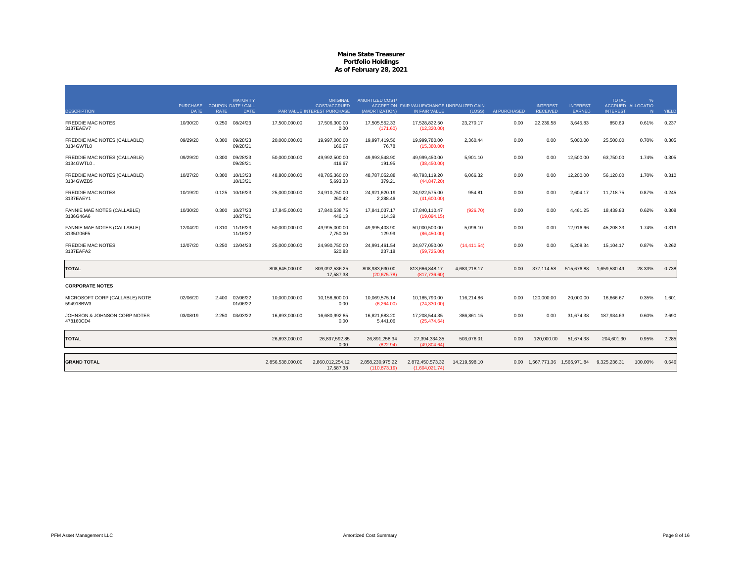# Maine State Treasurer
## Portfolio Holdings
### As of February 28, 2021

| DESCRIPTION | PURCHASE DATE | COUPON RATE | MATURITY DATE / CALL DATE | PAR VALUE | ORIGINAL COST/ACCRUED INTEREST PURCHASE | AMORTIZED COST/ ACCRETION (AMORTIZATION) | FAIR VALUE/CHANGE IN FAIR VALUE | UNREALIZED GAIN (LOSS) | AI PURCHASED | INTEREST RECEIVED | INTEREST EARNED | TOTAL ACCRUED INTEREST | % ALLOCATION | YIELD |
|---|---|---|---|---|---|---|---|---|---|---|---|---|---|---|
| FREDDIE MAC NOTES 3137EAEV7 | 10/30/20 | 0.250 | 08/24/23 | 17,500,000.00 | 17,506,300.00 0.00 | 17,505,552.33 (171.60) | 17,528,822.50 (12,320.00) | 23,270.17 | 0.00 | 22,239.58 | 3,645.83 | 850.69 | 0.61% | 0.237 |
| FREDDIE MAC NOTES (CALLABLE) 3134GWTL0 | 09/29/20 | 0.300 | 09/28/23 09/28/21 | 20,000,000.00 | 19,997,000.00 166.67 | 19,997,419.56 76.78 | 19,999,780.00 (15,380.00) | 2,360.44 | 0.00 | 0.00 | 5,000.00 | 25,500.00 | 0.70% | 0.305 |
| FREDDIE MAC NOTES (CALLABLE) 3134GWTL0 . | 09/29/20 | 0.300 | 09/28/23 09/28/21 | 50,000,000.00 | 49,992,500.00 416.67 | 49,993,548.90 191.95 | 49,999,450.00 (38,450.00) | 5,901.10 | 0.00 | 0.00 | 12,500.00 | 63,750.00 | 1.74% | 0.305 |
| FREDDIE MAC NOTES (CALLABLE) 3134GWZB5 | 10/27/20 | 0.300 | 10/13/23 10/13/21 | 48,800,000.00 | 48,785,360.00 5,693.33 | 48,787,052.88 379.21 | 48,793,119.20 (44,847.20) | 6,066.32 | 0.00 | 0.00 | 12,200.00 | 56,120.00 | 1.70% | 0.310 |
| FREDDIE MAC NOTES 3137EAEY1 | 10/19/20 | 0.125 | 10/16/23 | 25,000,000.00 | 24,910,750.00 260.42 | 24,921,620.19 2,288.46 | 24,922,575.00 (41,600.00) | 954.81 | 0.00 | 0.00 | 2,604.17 | 11,718.75 | 0.87% | 0.245 |
| FANNIE MAE NOTES (CALLABLE) 3136G46A6 | 10/30/20 | 0.300 | 10/27/23 10/27/21 | 17,845,000.00 | 17,840,538.75 446.13 | 17,841,037.17 114.39 | 17,840,110.47 (19,094.15) | (926.70) | 0.00 | 0.00 | 4,461.25 | 18,439.83 | 0.62% | 0.308 |
| FANNIE MAE NOTES (CALLABLE) 3135G06F5 | 12/04/20 | 0.310 | 11/16/23 11/16/22 | 50,000,000.00 | 49,995,000.00 7,750.00 | 49,995,403.90 129.99 | 50,000,500.00 (86,450.00) | 5,096.10 | 0.00 | 0.00 | 12,916.66 | 45,208.33 | 1.74% | 0.313 |
| FREDDIE MAC NOTES 3137EAFA2 | 12/07/20 | 0.250 | 12/04/23 | 25,000,000.00 | 24,990,750.00 520.83 | 24,991,461.54 237.18 | 24,977,050.00 (59,725.00) | (14,411.54) | 0.00 | 0.00 | 5,208.34 | 15,104.17 | 0.87% | 0.262 |
| **TOTAL** | | | | 808,645,000.00 | 809,092,536.25 17,587.38 | 808,983,630.00 (20,675.78) | 813,666,848.17 (817,736.60) | 4,683,218.17 | 0.00 | 377,114.58 | 515,676.88 | 1,659,530.49 | 28.33% | 0.738 |
| **CORPORATE NOTES** | | | | | | | | | | | | | | |
| MICROSOFT CORP (CALLABLE) NOTE 594918BW3 | 02/06/20 | 2.400 | 02/06/22 01/06/22 | 10,000,000.00 | 10,156,600.00 0.00 | 10,069,575.14 (6,264.00) | 10,185,790.00 (24,330.00) | 116,214.86 | 0.00 | 120,000.00 | 20,000.00 | 16,666.67 | 0.35% | 1.601 |
| JOHNSON & JOHNSON CORP NOTES 478160CD4 | 03/08/19 | 2.250 | 03/03/22 | 16,893,000.00 | 16,680,992.85 0.00 | 16,821,683.20 5,441.06 | 17,208,544.35 (25,474.64) | 386,861.15 | 0.00 | 0.00 | 31,674.38 | 187,934.63 | 0.60% | 2.690 |
| **TOTAL** | | | | 26,893,000.00 | 26,837,592.85 0.00 | 26,891,258.34 (822.94) | 27,394,334.35 (49,804.64) | 503,076.01 | 0.00 | 120,000.00 | 51,674.38 | 204,601.30 | 0.95% | 2.285 |
| **GRAND TOTAL** | | | | 2,856,538,000.00 | 2,860,012,254.12 17,587.38 | 2,858,230,975.22 (110,873.19) | 2,872,450,573.32 (1,604,021.74) | 14,219,598.10 | 0.00 | 1,567,771.36 | 1,565,971.84 | 9,325,236.31 | 100.00% | 0.646 |

PFM Asset Management LLC

Amortized Cost Summary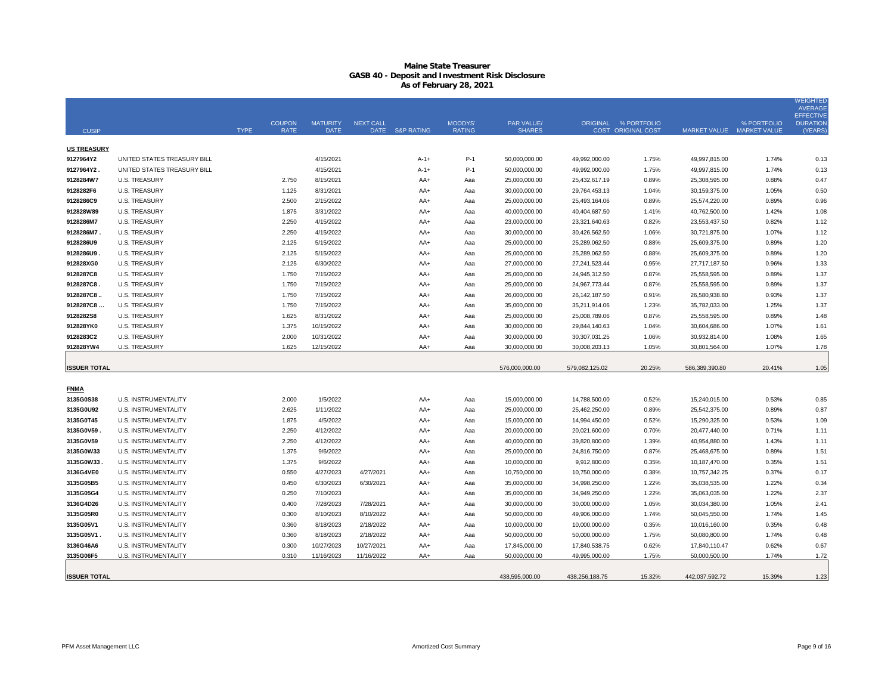# Maine State Treasurer
## GASB 40 - Deposit and Investment Risk Disclosure
### As of February 28, 2021

| CUSIP | | TYPE | COUPON RATE | MATURITY DATE | NEXT CALL DATE | S&P RATING | MOODYS' RATING | PAR VALUE/ SHARES | ORIGINAL COST | % PORTFOLIO ORIGINAL COST | MARKET VALUE | % PORTFOLIO MARKET VALUE | WEIGHTED AVERAGE EFFECTIVE DURATION (YEARS) |
|---|---|---|---|---|---|---|---|---|---|---|---|---|---|
| **US TREASURY** | | | | | | | | | | | | | |
| **9127964Y2** | UNITED STATES TREASURY BILL | | | 4/15/2021 | | A-1+ | P-1 | 50,000,000.00 | 49,992,000.00 | 1.75% | 49,997,815.00 | 1.74% | 0.13 |
| **9127964Y2 .** | UNITED STATES TREASURY BILL | | | 4/15/2021 | | A-1+ | P-1 | 50,000,000.00 | 49,992,000.00 | 1.75% | 49,997,815.00 | 1.74% | 0.13 |
| **9128284W7** | U.S. TREASURY | | 2.750 | 8/15/2021 | | AA+ | Aaa | 25,000,000.00 | 25,432,617.19 | 0.89% | 25,308,595.00 | 0.88% | 0.47 |
| **9128282F6** | U.S. TREASURY | | 1.125 | 8/31/2021 | | AA+ | Aaa | 30,000,000.00 | 29,764,453.13 | 1.04% | 30,159,375.00 | 1.05% | 0.50 |
| **9128286C9** | U.S. TREASURY | | 2.500 | 2/15/2022 | | AA+ | Aaa | 25,000,000.00 | 25,493,164.06 | 0.89% | 25,574,220.00 | 0.89% | 0.96 |
| **912828W89** | U.S. TREASURY | | 1.875 | 3/31/2022 | | AA+ | Aaa | 40,000,000.00 | 40,404,687.50 | 1.41% | 40,762,500.00 | 1.42% | 1.08 |
| **9128286M7** | U.S. TREASURY | | 2.250 | 4/15/2022 | | AA+ | Aaa | 23,000,000.00 | 23,321,640.63 | 0.82% | 23,553,437.50 | 0.82% | 1.12 |
| **9128286M7 .** | U.S. TREASURY | | 2.250 | 4/15/2022 | | AA+ | Aaa | 30,000,000.00 | 30,426,562.50 | 1.06% | 30,721,875.00 | 1.07% | 1.12 |
| **9128286U9** | U.S. TREASURY | | 2.125 | 5/15/2022 | | AA+ | Aaa | 25,000,000.00 | 25,289,062.50 | 0.88% | 25,609,375.00 | 0.89% | 1.20 |
| **9128286U9 .** | U.S. TREASURY | | 2.125 | 5/15/2022 | | AA+ | Aaa | 25,000,000.00 | 25,289,062.50 | 0.88% | 25,609,375.00 | 0.89% | 1.20 |
| **912828XG0** | U.S. TREASURY | | 2.125 | 6/30/2022 | | AA+ | Aaa | 27,000,000.00 | 27,241,523.44 | 0.95% | 27,717,187.50 | 0.96% | 1.33 |
| **9128287C8** | U.S. TREASURY | | 1.750 | 7/15/2022 | | AA+ | Aaa | 25,000,000.00 | 24,945,312.50 | 0.87% | 25,558,595.00 | 0.89% | 1.37 |
| **9128287C8 .** | U.S. TREASURY | | 1.750 | 7/15/2022 | | AA+ | Aaa | 25,000,000.00 | 24,967,773.44 | 0.87% | 25,558,595.00 | 0.89% | 1.37 |
| **9128287C8 ..** | U.S. TREASURY | | 1.750 | 7/15/2022 | | AA+ | Aaa | 26,000,000.00 | 26,142,187.50 | 0.91% | 26,580,938.80 | 0.93% | 1.37 |
| **9128287C8 ...** | U.S. TREASURY | | 1.750 | 7/15/2022 | | AA+ | Aaa | 35,000,000.00 | 35,211,914.06 | 1.23% | 35,782,033.00 | 1.25% | 1.37 |
| **9128282S8** | U.S. TREASURY | | 1.625 | 8/31/2022 | | AA+ | Aaa | 25,000,000.00 | 25,008,789.06 | 0.87% | 25,558,595.00 | 0.89% | 1.48 |
| **912828YK0** | U.S. TREASURY | | 1.375 | 10/15/2022 | | AA+ | Aaa | 30,000,000.00 | 29,844,140.63 | 1.04% | 30,604,686.00 | 1.07% | 1.61 |
| **9128283C2** | U.S. TREASURY | | 2.000 | 10/31/2022 | | AA+ | Aaa | 30,000,000.00 | 30,307,031.25 | 1.06% | 30,932,814.00 | 1.08% | 1.65 |
| **912828YW4** | U.S. TREASURY | | 1.625 | 12/15/2022 | | AA+ | Aaa | 30,000,000.00 | 30,008,203.13 | 1.05% | 30,801,564.00 | 1.07% | 1.78 |
| **ISSUER TOTAL** | | | | | | | | 576,000,000.00 | 579,082,125.02 | 20.25% | 586,389,390.80 | 20.41% | 1.05 |
| **FNMA** | | | | | | | | | | | | | |
| **3135G0S38** | U.S. INSTRUMENTALITY | | 2.000 | 1/5/2022 | | AA+ | Aaa | 15,000,000.00 | 14,788,500.00 | 0.52% | 15,240,015.00 | 0.53% | 0.85 |
| **3135G0U92** | U.S. INSTRUMENTALITY | | 2.625 | 1/11/2022 | | AA+ | Aaa | 25,000,000.00 | 25,462,250.00 | 0.89% | 25,542,375.00 | 0.89% | 0.87 |
| **3135G0T45** | U.S. INSTRUMENTALITY | | 1.875 | 4/5/2022 | | AA+ | Aaa | 15,000,000.00 | 14,994,450.00 | 0.52% | 15,290,325.00 | 0.53% | 1.09 |
| **3135G0V59 .** | U.S. INSTRUMENTALITY | | 2.250 | 4/12/2022 | | AA+ | Aaa | 20,000,000.00 | 20,021,600.00 | 0.70% | 20,477,440.00 | 0.71% | 1.11 |
| **3135G0V59** | U.S. INSTRUMENTALITY | | 2.250 | 4/12/2022 | | AA+ | Aaa | 40,000,000.00 | 39,820,800.00 | 1.39% | 40,954,880.00 | 1.43% | 1.11 |
| **3135G0W33** | U.S. INSTRUMENTALITY | | 1.375 | 9/6/2022 | | AA+ | Aaa | 25,000,000.00 | 24,816,750.00 | 0.87% | 25,468,675.00 | 0.89% | 1.51 |
| **3135G0W33 .** | U.S. INSTRUMENTALITY | | 1.375 | 9/6/2022 | | AA+ | Aaa | 10,000,000.00 | 9,912,800.00 | 0.35% | 10,187,470.00 | 0.35% | 1.51 |
| **3136G4VE0** | U.S. INSTRUMENTALITY | | 0.550 | 4/27/2023 | 4/27/2021 | AA+ | Aaa | 10,750,000.00 | 10,750,000.00 | 0.38% | 10,757,342.25 | 0.37% | 0.17 |
| **3135G05B5** | U.S. INSTRUMENTALITY | | 0.450 | 6/30/2023 | 6/30/2021 | AA+ | Aaa | 35,000,000.00 | 34,998,250.00 | 1.22% | 35,038,535.00 | 1.22% | 0.34 |
| **3135G05G4** | U.S. INSTRUMENTALITY | | 0.250 | 7/10/2023 | | AA+ | Aaa | 35,000,000.00 | 34,949,250.00 | 1.22% | 35,063,035.00 | 1.22% | 2.37 |
| **3136G4D26** | U.S. INSTRUMENTALITY | | 0.400 | 7/28/2023 | 7/28/2021 | AA+ | Aaa | 30,000,000.00 | 30,000,000.00 | 1.05% | 30,034,380.00 | 1.05% | 2.41 |
| **3135G05R0** | U.S. INSTRUMENTALITY | | 0.300 | 8/10/2023 | 8/10/2022 | AA+ | Aaa | 50,000,000.00 | 49,906,000.00 | 1.74% | 50,045,550.00 | 1.74% | 1.45 |
| **3135G05V1** | U.S. INSTRUMENTALITY | | 0.360 | 8/18/2023 | 2/18/2022 | AA+ | Aaa | 10,000,000.00 | 10,000,000.00 | 0.35% | 10,016,160.00 | 0.35% | 0.48 |
| **3135G05V1 .** | U.S. INSTRUMENTALITY | | 0.360 | 8/18/2023 | 2/18/2022 | AA+ | Aaa | 50,000,000.00 | 50,000,000.00 | 1.75% | 50,080,800.00 | 1.74% | 0.48 |
| **3136G46A6** | U.S. INSTRUMENTALITY | | 0.300 | 10/27/2023 | 10/27/2021 | AA+ | Aaa | 17,845,000.00 | 17,840,538.75 | 0.62% | 17,840,110.47 | 0.62% | 0.67 |
| **3135G06F5** | U.S. INSTRUMENTALITY | | 0.310 | 11/16/2023 | 11/16/2022 | AA+ | Aaa | 50,000,000.00 | 49,995,000.00 | 1.75% | 50,000,500.00 | 1.74% | 1.72 |
| **ISSUER TOTAL** | | | | | | | | 438,595,000.00 | 438,256,188.75 | 15.32% | 442,037,592.72 | 15.39% | 1.23 |

PFM Asset Management LLC — Amortized Cost Summary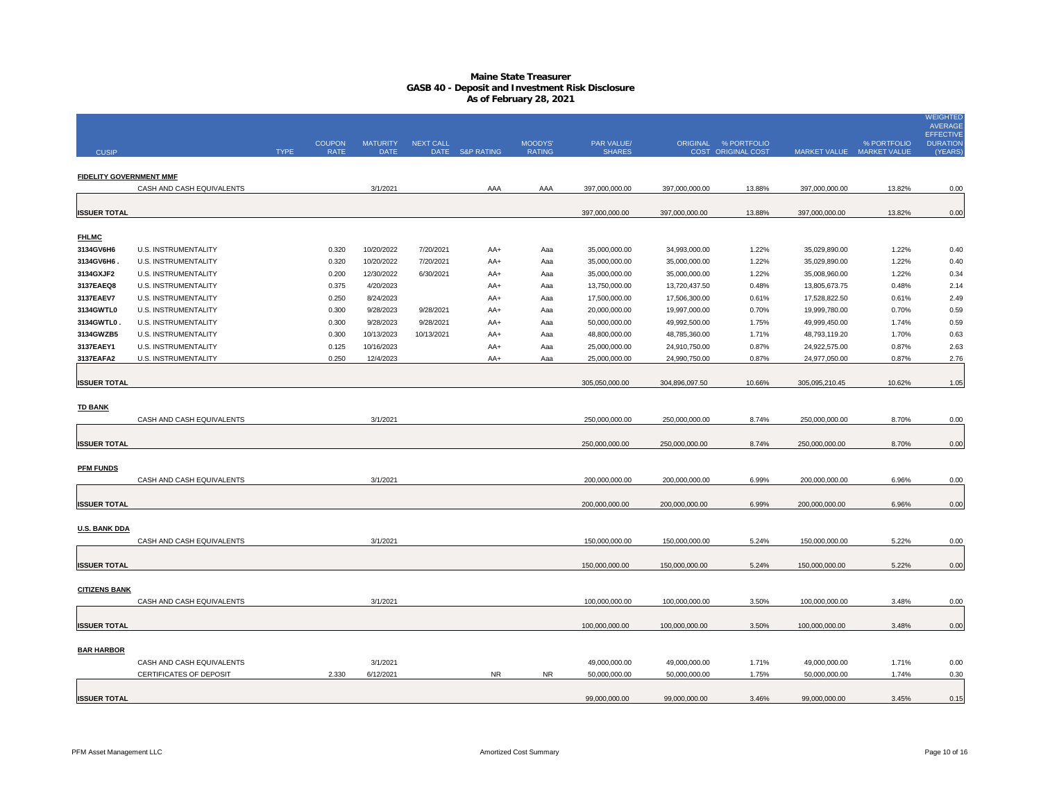# Maine State Treasurer
## GASB 40 - Deposit and Investment Risk Disclosure
### As of February 28, 2021

| CUSIP | | TYPE | COUPON RATE | MATURITY DATE | NEXT CALL DATE | S&P RATING | MOODYS' RATING | PAR VALUE/ SHARES | ORIGINAL COST | % PORTFOLIO ORIGINAL COST | MARKET VALUE | % PORTFOLIO MARKET VALUE | WEIGHTED AVERAGE EFFECTIVE DURATION (YEARS) |
|---|---|---|---|---|---|---|---|---|---|---|---|---|---|
| **FIDELITY GOVERNMENT MMF** | | | | | | | | | | | | | |
| | CASH AND CASH EQUIVALENTS | | | 3/1/2021 | | AAA | AAA | 397,000,000.00 | 397,000,000.00 | 13.88% | 397,000,000.00 | 13.82% | 0.00 |
| **ISSUER TOTAL** | | | | | | | | 397,000,000.00 | 397,000,000.00 | 13.88% | 397,000,000.00 | 13.82% | 0.00 |
| **FHLMC** | | | | | | | | | | | | | |
| 3134GV6H6 | U.S. INSTRUMENTALITY | | 0.320 | 10/20/2022 | 7/20/2021 | AA+ | Aaa | 35,000,000.00 | 34,993,000.00 | 1.22% | 35,029,890.00 | 1.22% | 0.40 |
| 3134GV6H6 . | U.S. INSTRUMENTALITY | | 0.320 | 10/20/2022 | 7/20/2021 | AA+ | Aaa | 35,000,000.00 | 35,000,000.00 | 1.22% | 35,029,890.00 | 1.22% | 0.40 |
| 3134GXJF2 | U.S. INSTRUMENTALITY | | 0.200 | 12/30/2022 | 6/30/2021 | AA+ | Aaa | 35,000,000.00 | 35,000,000.00 | 1.22% | 35,008,960.00 | 1.22% | 0.34 |
| 3137EAEQ8 | U.S. INSTRUMENTALITY | | 0.375 | 4/20/2023 | | AA+ | Aaa | 13,750,000.00 | 13,720,437.50 | 0.48% | 13,805,673.75 | 0.48% | 2.14 |
| 3137EAEV7 | U.S. INSTRUMENTALITY | | 0.250 | 8/24/2023 | | AA+ | Aaa | 17,500,000.00 | 17,506,300.00 | 0.61% | 17,528,822.50 | 0.61% | 2.49 |
| 3134GWTL0 | U.S. INSTRUMENTALITY | | 0.300 | 9/28/2023 | 9/28/2021 | AA+ | Aaa | 20,000,000.00 | 19,997,000.00 | 0.70% | 19,999,780.00 | 0.70% | 0.59 |
| 3134GWTL0 . | U.S. INSTRUMENTALITY | | 0.300 | 9/28/2023 | 9/28/2021 | AA+ | Aaa | 50,000,000.00 | 49,992,500.00 | 1.75% | 49,999,450.00 | 1.74% | 0.59 |
| 3134GWZB5 | U.S. INSTRUMENTALITY | | 0.300 | 10/13/2023 | 10/13/2021 | AA+ | Aaa | 48,800,000.00 | 48,785,360.00 | 1.71% | 48,793,119.20 | 1.70% | 0.63 |
| 3137EAEY1 | U.S. INSTRUMENTALITY | | 0.125 | 10/16/2023 | | AA+ | Aaa | 25,000,000.00 | 24,910,750.00 | 0.87% | 24,922,575.00 | 0.87% | 2.63 |
| 3137EAFA2 | U.S. INSTRUMENTALITY | | 0.250 | 12/4/2023 | | AA+ | Aaa | 25,000,000.00 | 24,990,750.00 | 0.87% | 24,977,050.00 | 0.87% | 2.76 |
| **ISSUER TOTAL** | | | | | | | | 305,050,000.00 | 304,896,097.50 | 10.66% | 305,095,210.45 | 10.62% | 1.05 |
| **TD BANK** | | | | | | | | | | | | | |
| | CASH AND CASH EQUIVALENTS | | | 3/1/2021 | | | | 250,000,000.00 | 250,000,000.00 | 8.74% | 250,000,000.00 | 8.70% | 0.00 |
| **ISSUER TOTAL** | | | | | | | | 250,000,000.00 | 250,000,000.00 | 8.74% | 250,000,000.00 | 8.70% | 0.00 |
| **PFM FUNDS** | | | | | | | | | | | | | |
| | CASH AND CASH EQUIVALENTS | | | 3/1/2021 | | | | 200,000,000.00 | 200,000,000.00 | 6.99% | 200,000,000.00 | 6.96% | 0.00 |
| **ISSUER TOTAL** | | | | | | | | 200,000,000.00 | 200,000,000.00 | 6.99% | 200,000,000.00 | 6.96% | 0.00 |
| **U.S. BANK DDA** | | | | | | | | | | | | | |
| | CASH AND CASH EQUIVALENTS | | | 3/1/2021 | | | | 150,000,000.00 | 150,000,000.00 | 5.24% | 150,000,000.00 | 5.22% | 0.00 |
| **ISSUER TOTAL** | | | | | | | | 150,000,000.00 | 150,000,000.00 | 5.24% | 150,000,000.00 | 5.22% | 0.00 |
| **CITIZENS BANK** | | | | | | | | | | | | | |
| | CASH AND CASH EQUIVALENTS | | | 3/1/2021 | | | | 100,000,000.00 | 100,000,000.00 | 3.50% | 100,000,000.00 | 3.48% | 0.00 |
| **ISSUER TOTAL** | | | | | | | | 100,000,000.00 | 100,000,000.00 | 3.50% | 100,000,000.00 | 3.48% | 0.00 |
| **BAR HARBOR** | | | | | | | | | | | | | |
| | CASH AND CASH EQUIVALENTS | | | 3/1/2021 | | | | 49,000,000.00 | 49,000,000.00 | 1.71% | 49,000,000.00 | 1.71% | 0.00 |
| | CERTIFICATES OF DEPOSIT | | 2.330 | 6/12/2021 | | NR | NR | 50,000,000.00 | 50,000,000.00 | 1.75% | 50,000,000.00 | 1.74% | 0.30 |
| **ISSUER TOTAL** | | | | | | | | 99,000,000.00 | 99,000,000.00 | 3.46% | 99,000,000.00 | 3.45% | 0.15 |

PFM Asset Management LLC

Amortized Cost Summary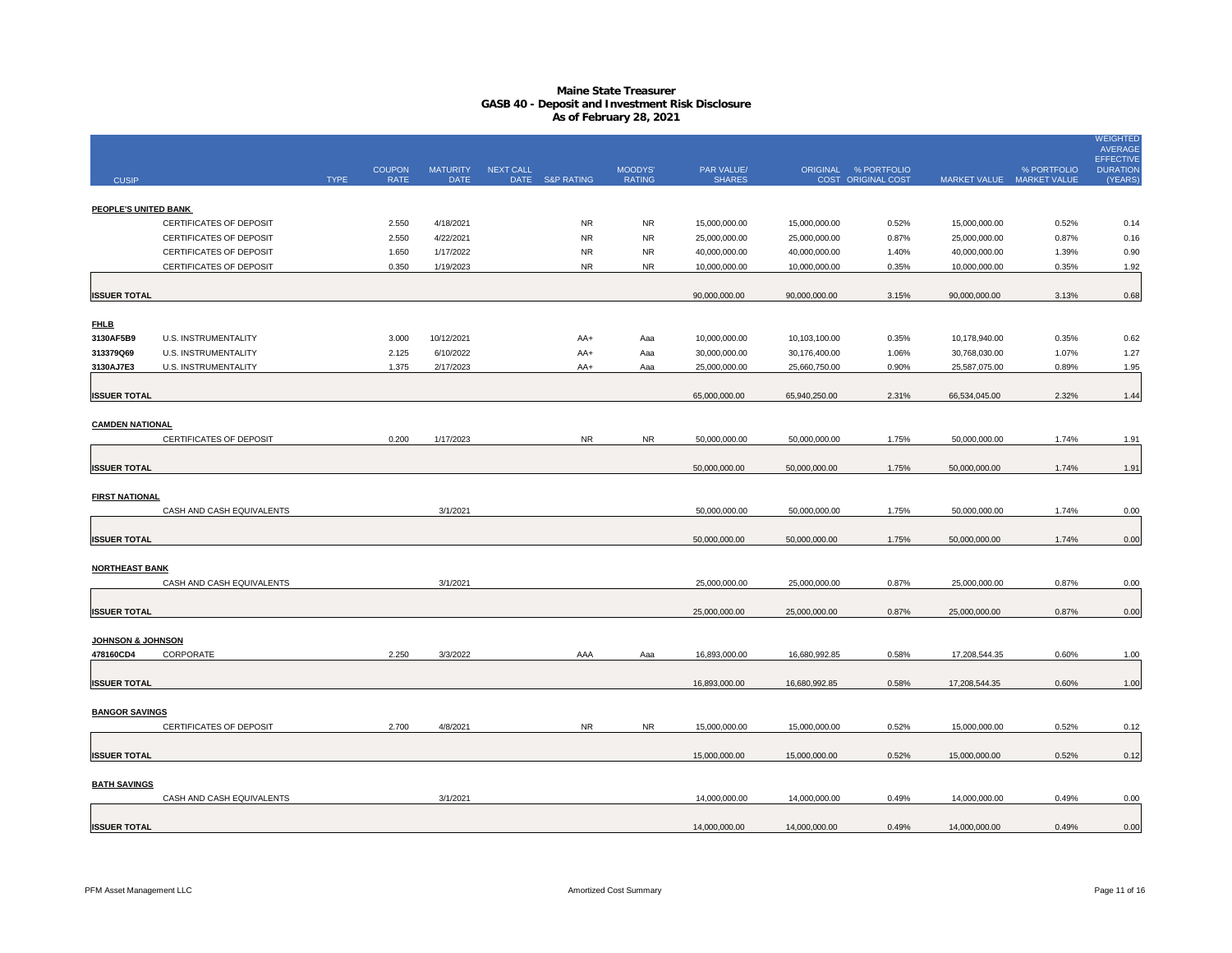# Maine State Treasurer
## GASB 40 - Deposit and Investment Risk Disclosure
### As of February 28, 2021

| CUSIP | | TYPE | COUPON RATE | MATURITY DATE | NEXT CALL DATE | S&P RATING | MOODYS' RATING | PAR VALUE/ SHARES | ORIGINAL COST | % PORTFOLIO ORIGINAL COST | MARKET VALUE | % PORTFOLIO MARKET VALUE | WEIGHTED AVERAGE EFFECTIVE DURATION (YEARS) |
|---|---|---|---|---|---|---|---|---|---|---|---|---|---|
| **PEOPLE'S UNITED BANK** | | | | | | | | | | | | | |
| | CERTIFICATES OF DEPOSIT | | 2.550 | 4/18/2021 | | NR | NR | 15,000,000.00 | 15,000,000.00 | 0.52% | 15,000,000.00 | 0.52% | 0.14 |
| | CERTIFICATES OF DEPOSIT | | 2.550 | 4/22/2021 | | NR | NR | 25,000,000.00 | 25,000,000.00 | 0.87% | 25,000,000.00 | 0.87% | 0.16 |
| | CERTIFICATES OF DEPOSIT | | 1.650 | 1/17/2022 | | NR | NR | 40,000,000.00 | 40,000,000.00 | 1.40% | 40,000,000.00 | 1.39% | 0.90 |
| | CERTIFICATES OF DEPOSIT | | 0.350 | 1/19/2023 | | NR | NR | 10,000,000.00 | 10,000,000.00 | 0.35% | 10,000,000.00 | 0.35% | 1.92 |
| **ISSUER TOTAL** | | | | | | | | 90,000,000.00 | 90,000,000.00 | 3.15% | 90,000,000.00 | 3.13% | 0.68 |
| **FHLB** | | | | | | | | | | | | | |
| 3130AF5B9 | U.S. INSTRUMENTALITY | | 3.000 | 10/12/2021 | | AA+ | Aaa | 10,000,000.00 | 10,103,100.00 | 0.35% | 10,178,940.00 | 0.35% | 0.62 |
| 313379Q69 | U.S. INSTRUMENTALITY | | 2.125 | 6/10/2022 | | AA+ | Aaa | 30,000,000.00 | 30,176,400.00 | 1.06% | 30,768,030.00 | 1.07% | 1.27 |
| 3130AJ7E3 | U.S. INSTRUMENTALITY | | 1.375 | 2/17/2023 | | AA+ | Aaa | 25,000,000.00 | 25,660,750.00 | 0.90% | 25,587,075.00 | 0.89% | 1.95 |
| **ISSUER TOTAL** | | | | | | | | 65,000,000.00 | 65,940,250.00 | 2.31% | 66,534,045.00 | 2.32% | 1.44 |
| **CAMDEN NATIONAL** | | | | | | | | | | | | | |
| | CERTIFICATES OF DEPOSIT | | 0.200 | 1/17/2023 | | NR | NR | 50,000,000.00 | 50,000,000.00 | 1.75% | 50,000,000.00 | 1.74% | 1.91 |
| **ISSUER TOTAL** | | | | | | | | 50,000,000.00 | 50,000,000.00 | 1.75% | 50,000,000.00 | 1.74% | 1.91 |
| **FIRST NATIONAL** | | | | | | | | | | | | | |
| | CASH AND CASH EQUIVALENTS | | | 3/1/2021 | | | | 50,000,000.00 | 50,000,000.00 | 1.75% | 50,000,000.00 | 1.74% | 0.00 |
| **ISSUER TOTAL** | | | | | | | | 50,000,000.00 | 50,000,000.00 | 1.75% | 50,000,000.00 | 1.74% | 0.00 |
| **NORTHEAST BANK** | | | | | | | | | | | | | |
| | CASH AND CASH EQUIVALENTS | | | 3/1/2021 | | | | 25,000,000.00 | 25,000,000.00 | 0.87% | 25,000,000.00 | 0.87% | 0.00 |
| **ISSUER TOTAL** | | | | | | | | 25,000,000.00 | 25,000,000.00 | 0.87% | 25,000,000.00 | 0.87% | 0.00 |
| **JOHNSON & JOHNSON** | | | | | | | | | | | | | |
| 478160CD4 | CORPORATE | | 2.250 | 3/3/2022 | | AAA | Aaa | 16,893,000.00 | 16,680,992.85 | 0.58% | 17,208,544.35 | 0.60% | 1.00 |
| **ISSUER TOTAL** | | | | | | | | 16,893,000.00 | 16,680,992.85 | 0.58% | 17,208,544.35 | 0.60% | 1.00 |
| **BANGOR SAVINGS** | | | | | | | | | | | | | |
| | CERTIFICATES OF DEPOSIT | | 2.700 | 4/8/2021 | | NR | NR | 15,000,000.00 | 15,000,000.00 | 0.52% | 15,000,000.00 | 0.52% | 0.12 |
| **ISSUER TOTAL** | | | | | | | | 15,000,000.00 | 15,000,000.00 | 0.52% | 15,000,000.00 | 0.52% | 0.12 |
| **BATH SAVINGS** | | | | | | | | | | | | | |
| | CASH AND CASH EQUIVALENTS | | | 3/1/2021 | | | | 14,000,000.00 | 14,000,000.00 | 0.49% | 14,000,000.00 | 0.49% | 0.00 |
| **ISSUER TOTAL** | | | | | | | | 14,000,000.00 | 14,000,000.00 | 0.49% | 14,000,000.00 | 0.49% | 0.00 |

PFM Asset Management LLC — Amortized Cost Summary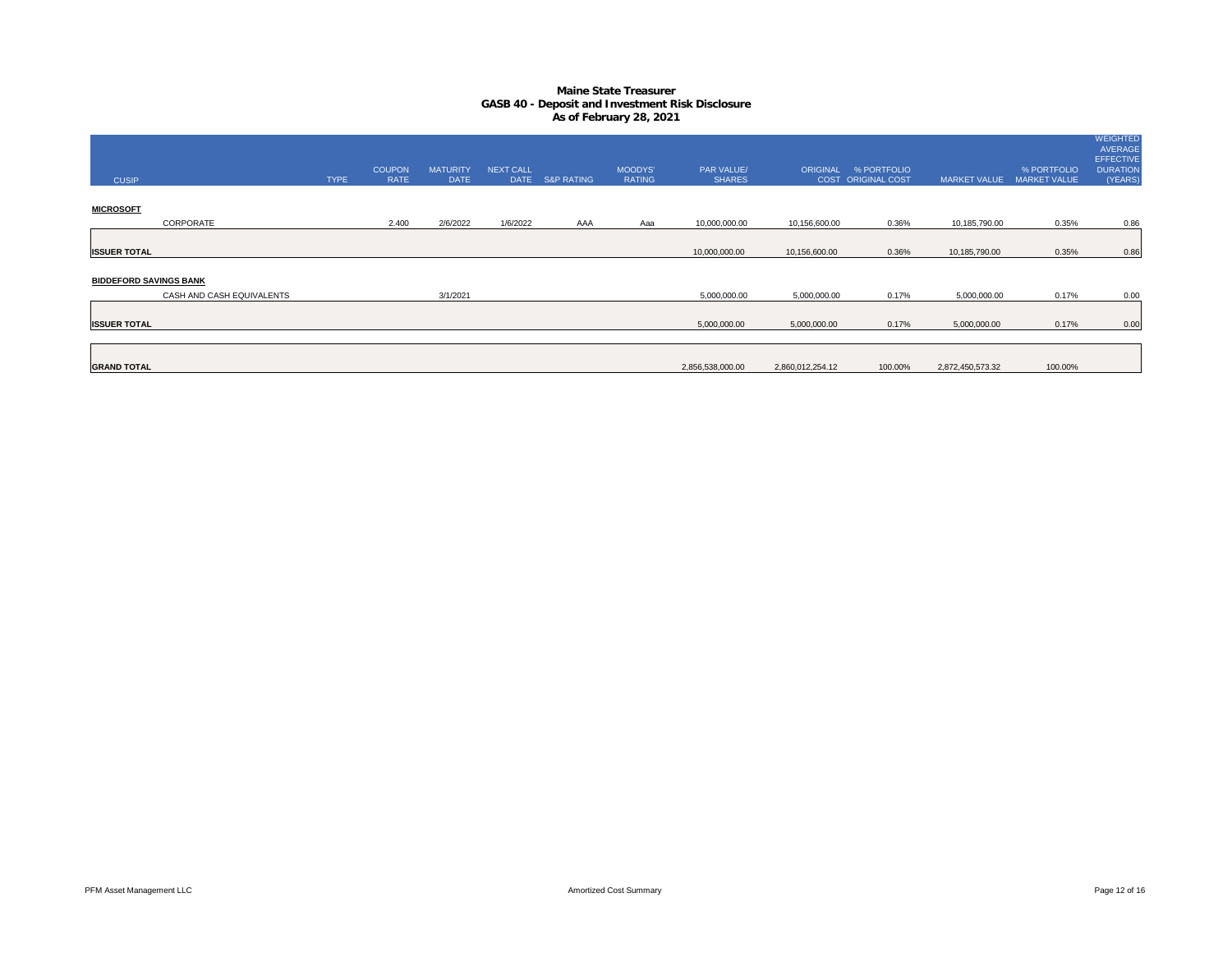# Maine State Treasurer
## GASB 40 - Deposit and Investment Risk Disclosure
### As of February 28, 2021

| CUSIP | TYPE | COUPON RATE | MATURITY DATE | NEXT CALL DATE | S&P RATING | MOODYS' RATING | PAR VALUE/ SHARES | ORIGINAL COST | % PORTFOLIO ORIGINAL COST | MARKET VALUE | % PORTFOLIO MARKET VALUE | WEIGHTED AVERAGE EFFECTIVE DURATION (YEARS) |
|---|---|---|---|---|---|---|---|---|---|---|---|---|
| **MICROSOFT** | | | | | | | | | | | | |
| | CORPORATE | 2.400 | 2/6/2022 | 1/6/2022 | AAA | Aaa | 10,000,000.00 | 10,156,600.00 | 0.36% | 10,185,790.00 | 0.35% | 0.86 |
| **ISSUER TOTAL** | | | | | | | 10,000,000.00 | 10,156,600.00 | 0.36% | 10,185,790.00 | 0.35% | 0.86 |
| **BIDDEFORD SAVINGS BANK** | | | | | | | | | | | | |
| | CASH AND CASH EQUIVALENTS | | 3/1/2021 | | | | 5,000,000.00 | 5,000,000.00 | 0.17% | 5,000,000.00 | 0.17% | 0.00 |
| **ISSUER TOTAL** | | | | | | | 5,000,000.00 | 5,000,000.00 | 0.17% | 5,000,000.00 | 0.17% | 0.00 |
| **GRAND TOTAL** | | | | | | | 2,856,538,000.00 | 2,860,012,254.12 | 100.00% | 2,872,450,573.32 | 100.00% | |

PFM Asset Management LLC

Amortized Cost Summary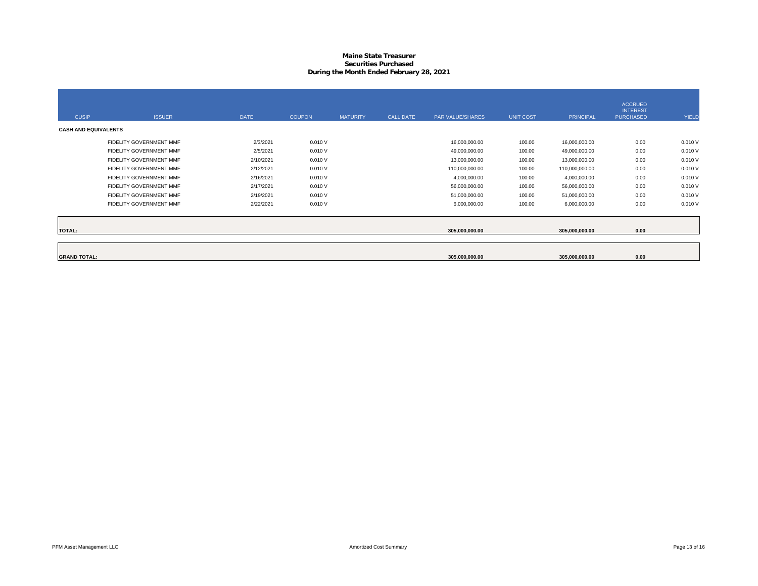# Maine State Treasurer
## Securities Purchased
## During the Month Ended February 28, 2021

| CUSIP | ISSUER | DATE | COUPON | MATURITY | CALL DATE | PAR VALUE/SHARES | UNIT COST | PRINCIPAL | ACCRUED INTEREST PURCHASED | YIELD |
|---|---|---|---|---|---|---|---|---|---|---|
| **CASH AND EQUIVALENTS** | | | | | | | | | | |
| | FIDELITY GOVERNMENT MMF | 2/3/2021 | 0.010 V | | | 16,000,000.00 | 100.00 | 16,000,000.00 | 0.00 | 0.010 V |
| | FIDELITY GOVERNMENT MMF | 2/5/2021 | 0.010 V | | | 49,000,000.00 | 100.00 | 49,000,000.00 | 0.00 | 0.010 V |
| | FIDELITY GOVERNMENT MMF | 2/10/2021 | 0.010 V | | | 13,000,000.00 | 100.00 | 13,000,000.00 | 0.00 | 0.010 V |
| | FIDELITY GOVERNMENT MMF | 2/12/2021 | 0.010 V | | | 110,000,000.00 | 100.00 | 110,000,000.00 | 0.00 | 0.010 V |
| | FIDELITY GOVERNMENT MMF | 2/16/2021 | 0.010 V | | | 4,000,000.00 | 100.00 | 4,000,000.00 | 0.00 | 0.010 V |
| | FIDELITY GOVERNMENT MMF | 2/17/2021 | 0.010 V | | | 56,000,000.00 | 100.00 | 56,000,000.00 | 0.00 | 0.010 V |
| | FIDELITY GOVERNMENT MMF | 2/19/2021 | 0.010 V | | | 51,000,000.00 | 100.00 | 51,000,000.00 | 0.00 | 0.010 V |
| | FIDELITY GOVERNMENT MMF | 2/22/2021 | 0.010 V | | | 6,000,000.00 | 100.00 | 6,000,000.00 | 0.00 | 0.010 V |
| **TOTAL:** | | | | | | **305,000,000.00** | | **305,000,000.00** | **0.00** | |
| **GRAND TOTAL:** | | | | | | **305,000,000.00** | | **305,000,000.00** | **0.00** | |

PFM Asset Management LLC

Amortized Cost Summary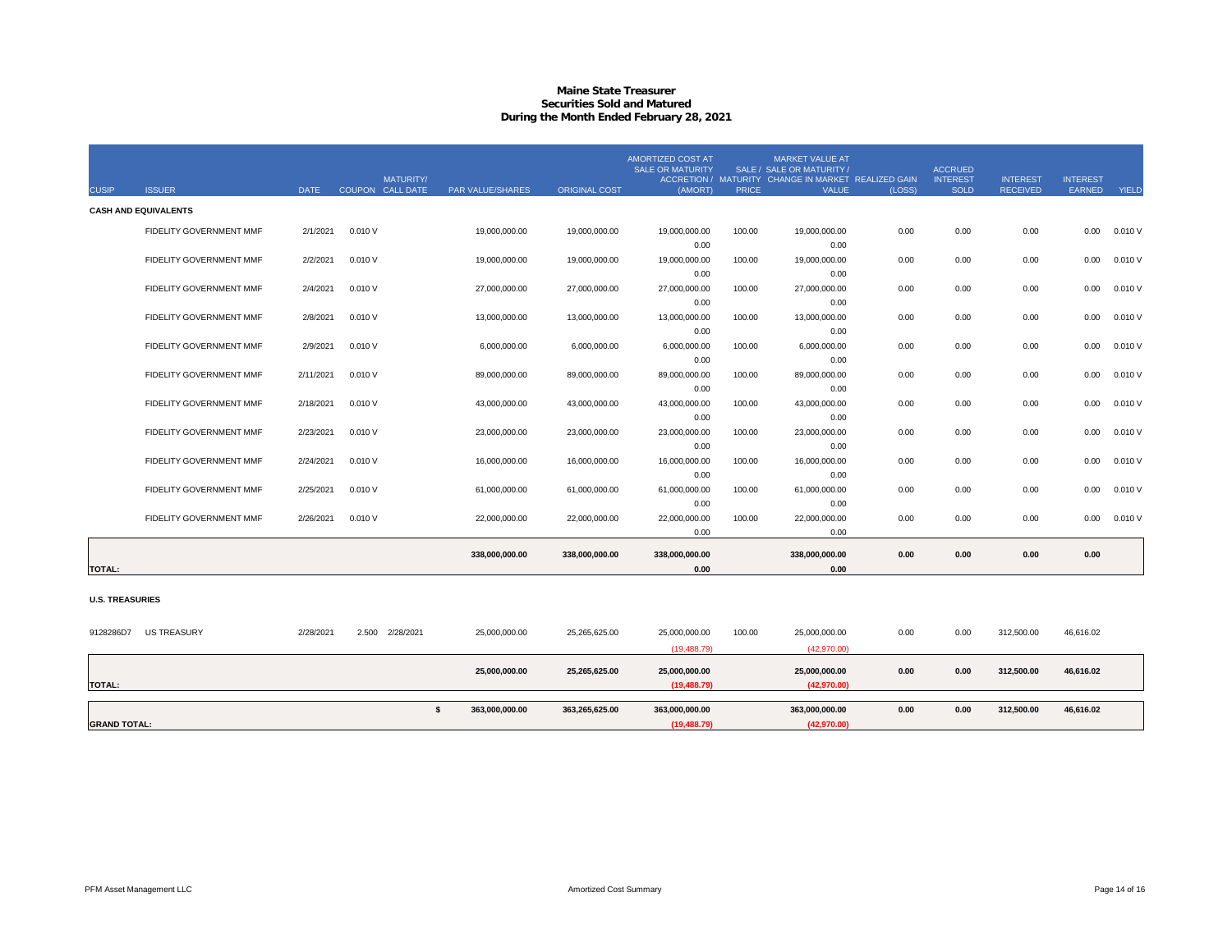# Maine State Treasurer
## Securities Sold and Matured
## During the Month Ended February 28, 2021

| CUSIP | ISSUER | DATE | COUPON | MATURITY/ CALL DATE | PAR VALUE/SHARES | ORIGINAL COST | AMORTIZED COST AT SALE OR MATURITY ACCRETION / (AMORT) | SALE / MATURITY PRICE | MARKET VALUE AT SALE OR MATURITY / CHANGE IN MARKET VALUE | REALIZED GAIN (LOSS) | ACCRUED INTEREST SOLD | INTEREST RECEIVED | INTEREST EARNED | YIELD |
|---|---|---|---|---|---|---|---|---|---|---|---|---|---|---|
| **CASH AND EQUIVALENTS** | | | | | | | | | | | | | | |
| | FIDELITY GOVERNMENT MMF | 2/1/2021 | 0.010 V | | 19,000,000.00 | 19,000,000.00 | 19,000,000.00<br>0.00 | 100.00 | 19,000,000.00<br>0.00 | 0.00 | 0.00 | 0.00 | 0.00 | 0.010 V |
| | FIDELITY GOVERNMENT MMF | 2/2/2021 | 0.010 V | | 19,000,000.00 | 19,000,000.00 | 19,000,000.00<br>0.00 | 100.00 | 19,000,000.00<br>0.00 | 0.00 | 0.00 | 0.00 | 0.00 | 0.010 V |
| | FIDELITY GOVERNMENT MMF | 2/4/2021 | 0.010 V | | 27,000,000.00 | 27,000,000.00 | 27,000,000.00<br>0.00 | 100.00 | 27,000,000.00<br>0.00 | 0.00 | 0.00 | 0.00 | 0.00 | 0.010 V |
| | FIDELITY GOVERNMENT MMF | 2/8/2021 | 0.010 V | | 13,000,000.00 | 13,000,000.00 | 13,000,000.00<br>0.00 | 100.00 | 13,000,000.00<br>0.00 | 0.00 | 0.00 | 0.00 | 0.00 | 0.010 V |
| | FIDELITY GOVERNMENT MMF | 2/9/2021 | 0.010 V | | 6,000,000.00 | 6,000,000.00 | 6,000,000.00<br>0.00 | 100.00 | 6,000,000.00<br>0.00 | 0.00 | 0.00 | 0.00 | 0.00 | 0.010 V |
| | FIDELITY GOVERNMENT MMF | 2/11/2021 | 0.010 V | | 89,000,000.00 | 89,000,000.00 | 89,000,000.00<br>0.00 | 100.00 | 89,000,000.00<br>0.00 | 0.00 | 0.00 | 0.00 | 0.00 | 0.010 V |
| | FIDELITY GOVERNMENT MMF | 2/18/2021 | 0.010 V | | 43,000,000.00 | 43,000,000.00 | 43,000,000.00<br>0.00 | 100.00 | 43,000,000.00<br>0.00 | 0.00 | 0.00 | 0.00 | 0.00 | 0.010 V |
| | FIDELITY GOVERNMENT MMF | 2/23/2021 | 0.010 V | | 23,000,000.00 | 23,000,000.00 | 23,000,000.00<br>0.00 | 100.00 | 23,000,000.00<br>0.00 | 0.00 | 0.00 | 0.00 | 0.00 | 0.010 V |
| | FIDELITY GOVERNMENT MMF | 2/24/2021 | 0.010 V | | 16,000,000.00 | 16,000,000.00 | 16,000,000.00<br>0.00 | 100.00 | 16,000,000.00<br>0.00 | 0.00 | 0.00 | 0.00 | 0.00 | 0.010 V |
| | FIDELITY GOVERNMENT MMF | 2/25/2021 | 0.010 V | | 61,000,000.00 | 61,000,000.00 | 61,000,000.00<br>0.00 | 100.00 | 61,000,000.00<br>0.00 | 0.00 | 0.00 | 0.00 | 0.00 | 0.010 V |
| | FIDELITY GOVERNMENT MMF | 2/26/2021 | 0.010 V | | 22,000,000.00 | 22,000,000.00 | 22,000,000.00<br>0.00 | 100.00 | 22,000,000.00<br>0.00 | 0.00 | 0.00 | 0.00 | 0.00 | 0.010 V |
| **TOTAL:** | | | | | **338,000,000.00** | **338,000,000.00** | **338,000,000.00**<br>**0.00** | | **338,000,000.00**<br>**0.00** | **0.00** | **0.00** | **0.00** | **0.00** | |
| **U.S. TREASURIES** | | | | | | | | | | | | | | |
| 9128286D7 | US TREASURY | 2/28/2021 | 2.500 | 2/28/2021 | 25,000,000.00 | 25,265,625.00 | 25,000,000.00<br>(19,488.79) | 100.00 | 25,000,000.00<br>(42,970.00) | 0.00 | 0.00 | 312,500.00 | 46,616.02 | |
| **TOTAL:** | | | | | **25,000,000.00** | **25,265,625.00** | **25,000,000.00**<br>**(19,488.79)** | | **25,000,000.00**<br>**(42,970.00)** | **0.00** | **0.00** | **312,500.00** | **46,616.02** | |
| **GRAND TOTAL:** | | | | | **$ 363,000,000.00** | **363,265,625.00** | **363,000,000.00**<br>**(19,488.79)** | | **363,000,000.00**<br>**(42,970.00)** | **0.00** | **0.00** | **312,500.00** | **46,616.02** | |

PFM Asset Management LLC — Amortized Cost Summary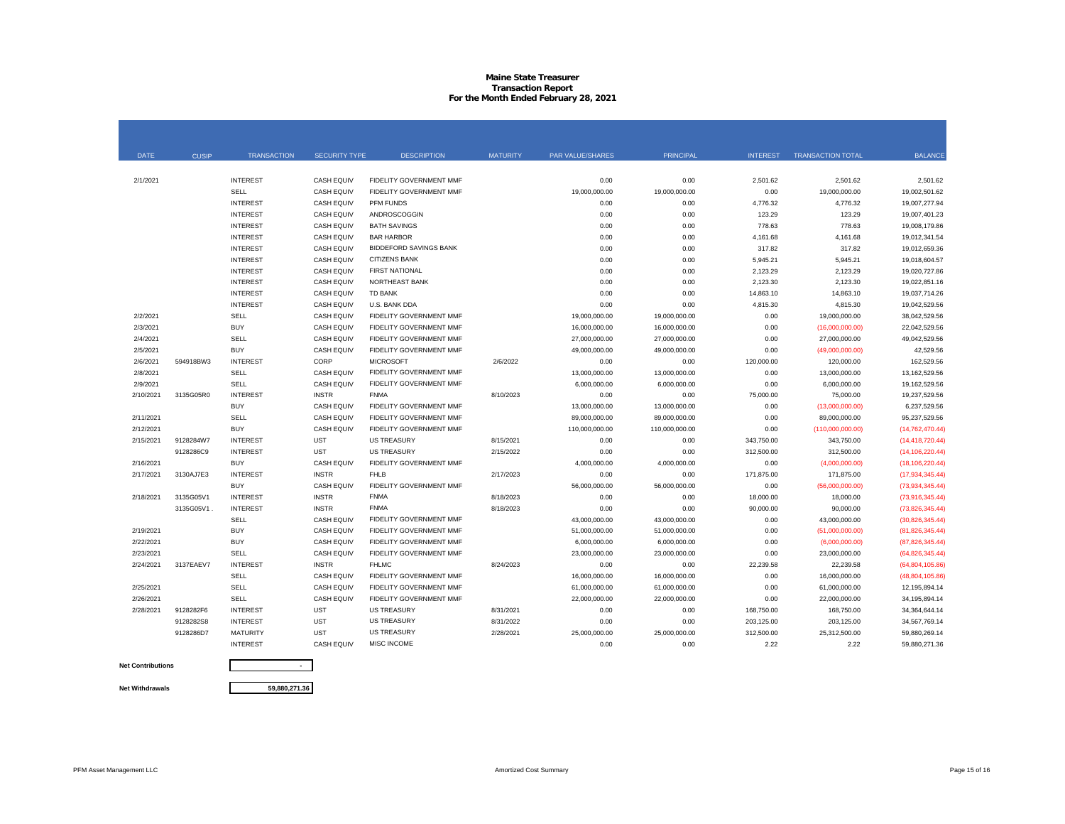# Maine State Treasurer
## Transaction Report
### For the Month Ended February 28, 2021

| DATE | CUSIP | TRANSACTION | SECURITY TYPE | DESCRIPTION | MATURITY | PAR VALUE/SHARES | PRINCIPAL | INTEREST | TRANSACTION TOTAL | BALANCE |
|---|---|---|---|---|---|---|---|---|---|---|
| 2/1/2021 | | INTEREST | CASH EQUIV | FIDELITY GOVERNMENT MMF | | 0.00 | 0.00 | 2,501.62 | 2,501.62 | 2,501.62 |
| | | SELL | CASH EQUIV | FIDELITY GOVERNMENT MMF | | 19,000,000.00 | 19,000,000.00 | 0.00 | 19,000,000.00 | 19,002,501.62 |
| | | INTEREST | CASH EQUIV | PFM FUNDS | | 0.00 | 0.00 | 4,776.32 | 4,776.32 | 19,007,277.94 |
| | | INTEREST | CASH EQUIV | ANDROSCOGGIN | | 0.00 | 0.00 | 123.29 | 123.29 | 19,007,401.23 |
| | | INTEREST | CASH EQUIV | BATH SAVINGS | | 0.00 | 0.00 | 778.63 | 778.63 | 19,008,179.86 |
| | | INTEREST | CASH EQUIV | BAR HARBOR | | 0.00 | 0.00 | 4,161.68 | 4,161.68 | 19,012,341.54 |
| | | INTEREST | CASH EQUIV | BIDDEFORD SAVINGS BANK | | 0.00 | 0.00 | 317.82 | 317.82 | 19,012,659.36 |
| | | INTEREST | CASH EQUIV | CITIZENS BANK | | 0.00 | 0.00 | 5,945.21 | 5,945.21 | 19,018,604.57 |
| | | INTEREST | CASH EQUIV | FIRST NATIONAL | | 0.00 | 0.00 | 2,123.29 | 2,123.29 | 19,020,727.86 |
| | | INTEREST | CASH EQUIV | NORTHEAST BANK | | 0.00 | 0.00 | 2,123.30 | 2,123.30 | 19,022,851.16 |
| | | INTEREST | CASH EQUIV | TD BANK | | 0.00 | 0.00 | 14,863.10 | 14,863.10 | 19,037,714.26 |
| | | INTEREST | CASH EQUIV | U.S. BANK DDA | | 0.00 | 0.00 | 4,815.30 | 4,815.30 | 19,042,529.56 |
| 2/2/2021 | | SELL | CASH EQUIV | FIDELITY GOVERNMENT MMF | | 19,000,000.00 | 19,000,000.00 | 0.00 | 19,000,000.00 | 38,042,529.56 |
| 2/3/2021 | | BUY | CASH EQUIV | FIDELITY GOVERNMENT MMF | | 16,000,000.00 | 16,000,000.00 | 0.00 | (16,000,000.00) | 22,042,529.56 |
| 2/4/2021 | | SELL | CASH EQUIV | FIDELITY GOVERNMENT MMF | | 27,000,000.00 | 27,000,000.00 | 0.00 | 27,000,000.00 | 49,042,529.56 |
| 2/5/2021 | | BUY | CASH EQUIV | FIDELITY GOVERNMENT MMF | | 49,000,000.00 | 49,000,000.00 | 0.00 | (49,000,000.00) | 42,529.56 |
| 2/6/2021 | 594918BW3 | INTEREST | CORP | MICROSOFT | 2/6/2022 | 0.00 | 0.00 | 120,000.00 | 120,000.00 | 162,529.56 |
| 2/8/2021 | | SELL | CASH EQUIV | FIDELITY GOVERNMENT MMF | | 13,000,000.00 | 13,000,000.00 | 0.00 | 13,000,000.00 | 13,162,529.56 |
| 2/9/2021 | | SELL | CASH EQUIV | FIDELITY GOVERNMENT MMF | | 6,000,000.00 | 6,000,000.00 | 0.00 | 6,000,000.00 | 19,162,529.56 |
| 2/10/2021 | 3135G05R0 | INTEREST | INSTR | FNMA | 8/10/2023 | 0.00 | 0.00 | 75,000.00 | 75,000.00 | 19,237,529.56 |
| | | BUY | CASH EQUIV | FIDELITY GOVERNMENT MMF | | 13,000,000.00 | 13,000,000.00 | 0.00 | (13,000,000.00) | 6,237,529.56 |
| 2/11/2021 | | SELL | CASH EQUIV | FIDELITY GOVERNMENT MMF | | 89,000,000.00 | 89,000,000.00 | 0.00 | 89,000,000.00 | 95,237,529.56 |
| 2/12/2021 | | BUY | CASH EQUIV | FIDELITY GOVERNMENT MMF | | 110,000,000.00 | 110,000,000.00 | 0.00 | (110,000,000.00) | (14,762,470.44) |
| 2/15/2021 | 9128284W7 | INTEREST | UST | US TREASURY | 8/15/2021 | 0.00 | 0.00 | 343,750.00 | 343,750.00 | (14,418,720.44) |
| | 9128286C9 | INTEREST | UST | US TREASURY | 2/15/2022 | 0.00 | 0.00 | 312,500.00 | 312,500.00 | (14,106,220.44) |
| 2/16/2021 | | BUY | CASH EQUIV | FIDELITY GOVERNMENT MMF | | 4,000,000.00 | 4,000,000.00 | 0.00 | (4,000,000.00) | (18,106,220.44) |
| 2/17/2021 | 3130AJ7E3 | INTEREST | INSTR | FHLB | 2/17/2023 | 0.00 | 0.00 | 171,875.00 | 171,875.00 | (17,934,345.44) |
| | | BUY | CASH EQUIV | FIDELITY GOVERNMENT MMF | | 56,000,000.00 | 56,000,000.00 | 0.00 | (56,000,000.00) | (73,934,345.44) |
| 2/18/2021 | 3135G05V1 | INTEREST | INSTR | FNMA | 8/18/2023 | 0.00 | 0.00 | 18,000.00 | 18,000.00 | (73,916,345.44) |
| | 3135G05V1 . | INTEREST | INSTR | FNMA | 8/18/2023 | 0.00 | 0.00 | 90,000.00 | 90,000.00 | (73,826,345.44) |
| | | SELL | CASH EQUIV | FIDELITY GOVERNMENT MMF | | 43,000,000.00 | 43,000,000.00 | 0.00 | 43,000,000.00 | (30,826,345.44) |
| 2/19/2021 | | BUY | CASH EQUIV | FIDELITY GOVERNMENT MMF | | 51,000,000.00 | 51,000,000.00 | 0.00 | (51,000,000.00) | (81,826,345.44) |
| 2/22/2021 | | BUY | CASH EQUIV | FIDELITY GOVERNMENT MMF | | 6,000,000.00 | 6,000,000.00 | 0.00 | (6,000,000.00) | (87,826,345.44) |
| 2/23/2021 | | SELL | CASH EQUIV | FIDELITY GOVERNMENT MMF | | 23,000,000.00 | 23,000,000.00 | 0.00 | 23,000,000.00 | (64,826,345.44) |
| 2/24/2021 | 3137EAEV7 | INTEREST | INSTR | FHLMC | 8/24/2023 | 0.00 | 0.00 | 22,239.58 | 22,239.58 | (64,804,105.86) |
| | | SELL | CASH EQUIV | FIDELITY GOVERNMENT MMF | | 16,000,000.00 | 16,000,000.00 | 0.00 | 16,000,000.00 | (48,804,105.86) |
| 2/25/2021 | | SELL | CASH EQUIV | FIDELITY GOVERNMENT MMF | | 61,000,000.00 | 61,000,000.00 | 0.00 | 61,000,000.00 | 12,195,894.14 |
| 2/26/2021 | | SELL | CASH EQUIV | FIDELITY GOVERNMENT MMF | | 22,000,000.00 | 22,000,000.00 | 0.00 | 22,000,000.00 | 34,195,894.14 |
| 2/28/2021 | 9128282F6 | INTEREST | UST | US TREASURY | 8/31/2021 | 0.00 | 0.00 | 168,750.00 | 168,750.00 | 34,364,644.14 |
| | 9128282S8 | INTEREST | UST | US TREASURY | 8/31/2022 | 0.00 | 0.00 | 203,125.00 | 203,125.00 | 34,567,769.14 |
| | 9128286D7 | MATURITY | UST | US TREASURY | 2/28/2021 | 25,000,000.00 | 25,000,000.00 | 312,500.00 | 25,312,500.00 | 59,880,269.14 |
| | | INTEREST | CASH EQUIV | MISC INCOME | | 0.00 | 0.00 | 2.22 | 2.22 | 59,880,271.36 |

| | |
|---|---|
| **Net Contributions** | - |
| **Net Withdrawals** | 59,880,271.36 |

PFM Asset Management LLC

Amortized Cost Summary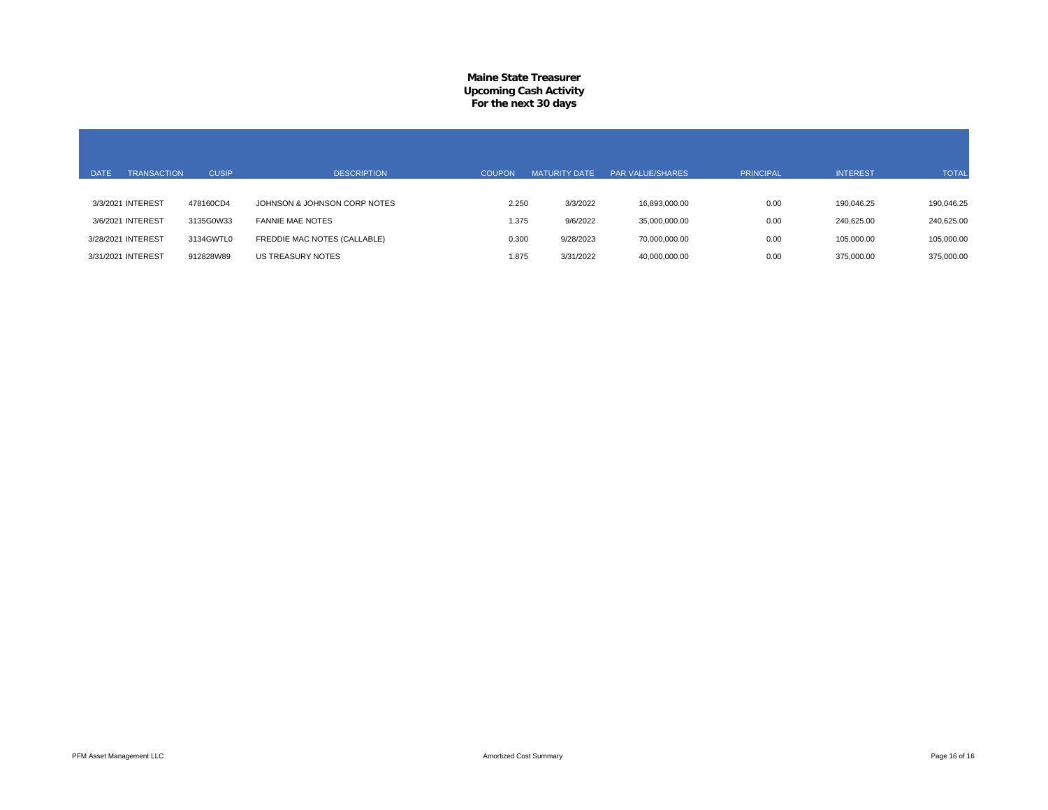# Maine State Treasurer
## Upcoming Cash Activity
### For the next 30 days

| DATE | TRANSACTION | CUSIP | DESCRIPTION | COUPON | MATURITY DATE | PAR VALUE/SHARES | PRINCIPAL | INTEREST | TOTAL |
|---|---|---|---|---|---|---|---|---|---|
| 3/3/2021 | INTEREST | 478160CD4 | JOHNSON & JOHNSON CORP NOTES | 2.250 | 3/3/2022 | 16,893,000.00 | 0.00 | 190,046.25 | 190,046.25 |
| 3/6/2021 | INTEREST | 3135G0W33 | FANNIE MAE NOTES | 1.375 | 9/6/2022 | 35,000,000.00 | 0.00 | 240,625.00 | 240,625.00 |
| 3/28/2021 | INTEREST | 3134GWTL0 | FREDDIE MAC NOTES (CALLABLE) | 0.300 | 9/28/2023 | 70,000,000.00 | 0.00 | 105,000.00 | 105,000.00 |
| 3/31/2021 | INTEREST | 912828W89 | US TREASURY NOTES | 1.875 | 3/31/2022 | 40,000,000.00 | 0.00 | 375,000.00 | 375,000.00 |

PFM Asset Management LLC

Amortized Cost Summary